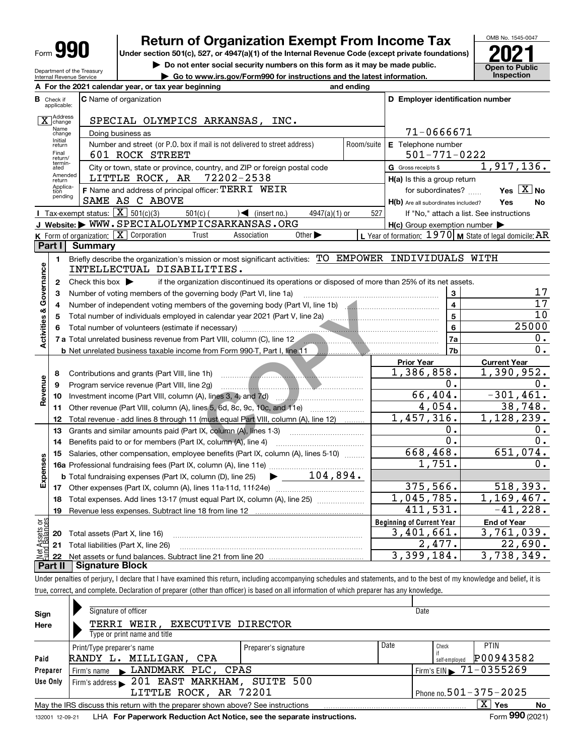Form **990**

# Return of Organization Exempt From Income Tax

**Under section 501(c), 527, or 4947(a)(1) of the Internal Revenue Code (except private foundations)**

▶ Do not enter social security numbers on this form as it may be made public.

▶ Go to www.irs.gov/Form990 for instructions and the latest information.

OMB No. 1545-0047

**2021**

**Open to Public Inspection**

Department of the Treasury
Internal Revenue Service

**A** For the 2021 calendar year, or tax year beginning and ending

**B** Check if applicable: [X] Address change; Name change; Initial return; Final return/terminated; Amended return; Application pending

**C** Name of organization: SPECIAL OLYMPICS ARKANSAS, INC.

Doing business as

Number and street (or P.O. box if mail is not delivered to street address): 601 ROCK STREET — Room/suite

City or town, state or province, country, and ZIP or foreign postal code: LITTLE ROCK, AR 72202-2538

**F** Name and address of principal officer: TERRI WEIR, SAME AS C ABOVE

**D** Employer identification number: 71-0666671

**E** Telephone number: 501-771-0222

**G** Gross receipts $ 1,917,136.

**H(a)** Is this a group return for subordinates? Yes [X] No

**H(b)** Are all subordinates included? Yes No — If "No," attach a list. See instructions

**H(c)** Group exemption number ▶

**I** Tax-exempt status: [X] 501(c)(3) 501(c) ( ) ◀ (insert no.) 4947(a)(1) or 527

**J** Website: ▶ WWW.SPECIALOLYMPICSARKANSAS.ORG

**K** Form of organization: [X] Corporation Trust Association Other ▶

**L** Year of formation: 1970 **M** State of legal domicile: AR

## Part I Summary

**Activities & Governance**

1 Briefly describe the organization's mission or most significant activities: TO EMPOWER INDIVIDUALS WITH INTELLECTUAL DISABILITIES.

2 Check this box ▶ if the organization discontinued its operations or disposed of more than 25% of its net assets.

| | | | |
|---|---|---|---|
| 3 | Number of voting members of the governing body (Part VI, line 1a) | 3 | 17 |
| 4 | Number of independent voting members of the governing body (Part VI, line 1b) | 4 | 17 |
| 5 | Total number of individuals employed in calendar year 2021 (Part V, line 2a) | 5 | 10 |
| 6 | Total number of volunteers (estimate if necessary) | 6 | 25000 |
| 7a | Total unrelated business revenue from Part VIII, column (C), line 12 | 7a | 0. |
| b | Net unrelated business taxable income from Form 990-T, Part I, line 11 | 7b | 0. |

| | | | Prior Year | Current Year |
|---|---|---|---|---|
| **Revenue** | 8 | Contributions and grants (Part VIII, line 1h) | 1,386,858. | 1,390,952. |
| | 9 | Program service revenue (Part VIII, line 2g) | 0. | 0. |
| | 10 | Investment income (Part VIII, column (A), lines 3, 4, and 7d) | 66,404. | -301,461. |
| | 11 | Other revenue (Part VIII, column (A), lines 5, 6d, 8c, 9c, 10c, and 11e) | 4,054. | 38,748. |
| | 12 | Total revenue - add lines 8 through 11 (must equal Part VIII, column (A), line 12) | 1,457,316. | 1,128,239. |
| **Expenses** | 13 | Grants and similar amounts paid (Part IX, column (A), lines 1-3) | 0. | 0. |
| | 14 | Benefits paid to or for members (Part IX, column (A), line 4) | 0. | 0. |
| | 15 | Salaries, other compensation, employee benefits (Part IX, column (A), lines 5-10) | 668,468. | 651,074. |
| | 16a | Professional fundraising fees (Part IX, column (A), line 11e) | 1,751. | 0. |
| | b | Total fundraising expenses (Part IX, column (D), line 25) ▶ 104,894. | | |
| | 17 | Other expenses (Part IX, column (A), lines 11a-11d, 11f-24e) | 375,566. | 518,393. |
| | 18 | Total expenses. Add lines 13-17 (must equal Part IX, column (A), line 25) | 1,045,785. | 1,169,467. |
| | 19 | Revenue less expenses. Subtract line 18 from line 12 | 411,531. | -41,228. |

| | | | Beginning of Current Year | End of Year |
|---|---|---|---|---|
| **Net Assets or Fund Balances** | 20 | Total assets (Part X, line 16) | 3,401,661. | 3,761,039. |
| | 21 | Total liabilities (Part X, line 26) | 2,477. | 22,690. |
| | 22 | Net assets or fund balances. Subtract line 21 from line 20 | 3,399,184. | 3,738,349. |

## Part II Signature Block

Under penalties of perjury, I declare that I have examined this return, including accompanying schedules and statements, and to the best of my knowledge and belief, it is true, correct, and complete. Declaration of preparer (other than officer) is based on all information of which preparer has any knowledge.

**Sign Here**

Signature of officer — Date

TERRI WEIR, EXECUTIVE DIRECTOR
Type or print name and title

| **Paid Preparer Use Only** | | | | |
|---|---|---|---|---|
| Print/Type preparer's name: RANDY L. MILLIGAN, CPA | Preparer's signature | Date | Check if self-employed | PTIN: P00943582 |
| Firm's name ▶ LANDMARK PLC, CPAS | | | Firm's EIN ▶ 71-0355269 | |
| Firm's address ▶ 201 EAST MARKHAM, SUITE 500, LITTLE ROCK, AR 72201 | | | Phone no. 501-375-2025 | |

May the IRS discuss this return with the preparer shown above? See instructions [X] Yes No

132001 12-09-21 LHA **For Paperwork Reduction Act Notice, see the separate instructions.** Form **990** (2021)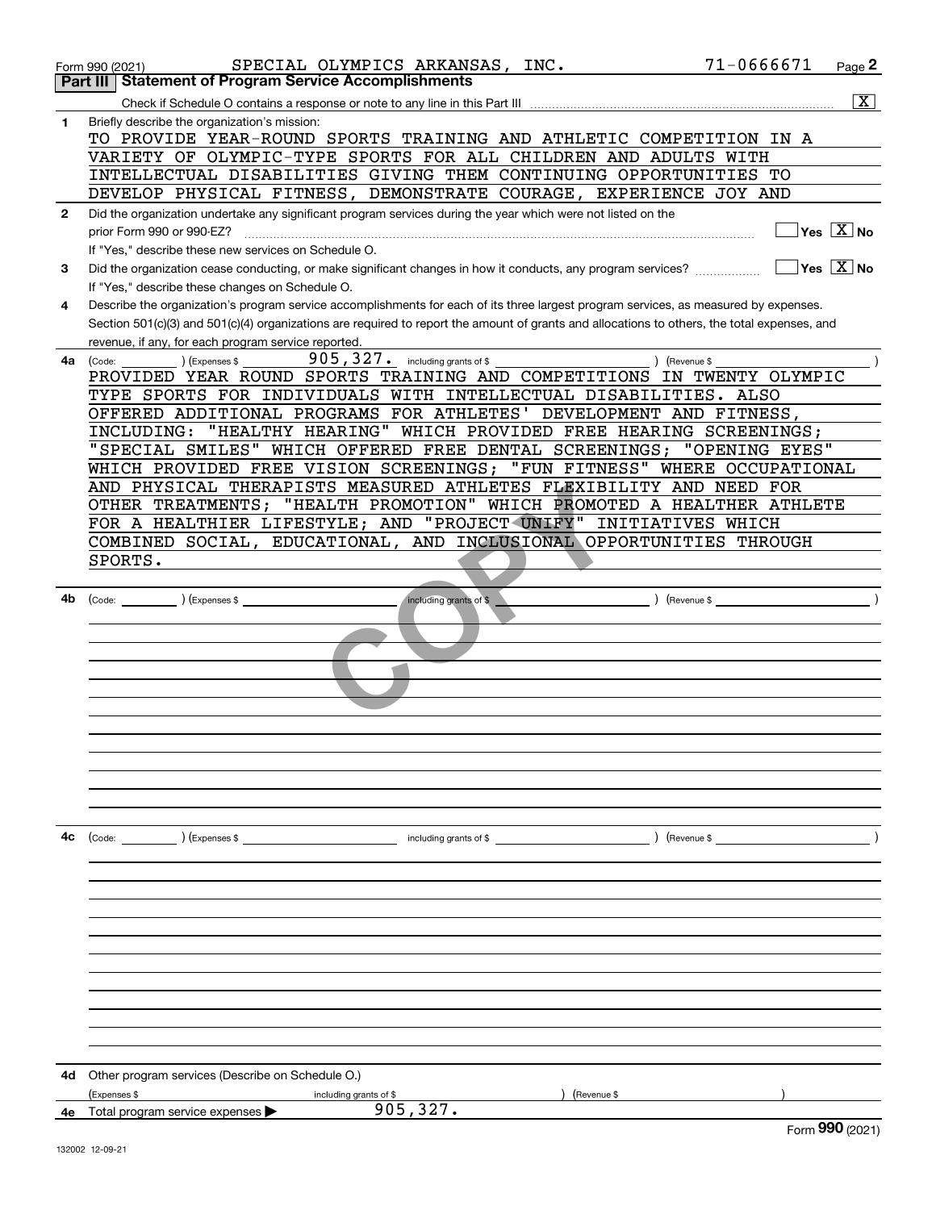Form 990 (2021) SPECIAL OLYMPICS ARKANSAS, INC. 71-0666671

## Part III Statement of Program Service Accomplishments

Check if Schedule O contains a response or note to any line in this Part III ..... [X]

**1** Briefly describe the organization's mission:

TO PROVIDE YEAR-ROUND SPORTS TRAINING AND ATHLETIC COMPETITION IN A VARIETY OF OLYMPIC-TYPE SPORTS FOR ALL CHILDREN AND ADULTS WITH INTELLECTUAL DISABILITIES GIVING THEM CONTINUING OPPORTUNITIES TO DEVELOP PHYSICAL FITNESS, DEMONSTRATE COURAGE, EXPERIENCE JOY AND

**2** Did the organization undertake any significant program services during the year which were not listed on the prior Form 990 or 990-EZ? ..... [ ] Yes [X] No

If "Yes," describe these new services on Schedule O.

**3** Did the organization cease conducting, or make significant changes in how it conducts, any program services? ..... [ ] Yes [X] No

If "Yes," describe these changes on Schedule O.

**4** Describe the organization's program service accomplishments for each of its three largest program services, as measured by expenses. Section 501(c)(3) and 501(c)(4) organizations are required to report the amount of grants and allocations to others, the total expenses, and revenue, if any, for each program service reported.

**4a** (Code: ) (Expenses $ 905,327. including grants of $ ) (Revenue $ )

PROVIDED YEAR ROUND SPORTS TRAINING AND COMPETITIONS IN TWENTY OLYMPIC TYPE SPORTS FOR INDIVIDUALS WITH INTELLECTUAL DISABILITIES. ALSO OFFERED ADDITIONAL PROGRAMS FOR ATHLETES' DEVELOPMENT AND FITNESS, INCLUDING: "HEALTHY HEARING" WHICH PROVIDED FREE HEARING SCREENINGS; "SPECIAL SMILES" WHICH OFFERED FREE DENTAL SCREENINGS; "OPENING EYES" WHICH PROVIDED FREE VISION SCREENINGS; "FUN FITNESS" WHERE OCCUPATIONAL AND PHYSICAL THERAPISTS MEASURED ATHLETES FLEXIBILITY AND NEED FOR OTHER TREATMENTS; "HEALTH PROMOTION" WHICH PROMOTED A HEALTHER ATHLETE FOR A HEALTHIER LIFESTYLE; AND "PROJECT UNIFY" INITIATIVES WHICH COMBINED SOCIAL, EDUCATIONAL, AND INCLUSIONAL OPPORTUNITIES THROUGH SPORTS.

**4b** (Code: ) (Expenses $ including grants of $ ) (Revenue $ )

**4c** (Code: ) (Expenses $ including grants of $ ) (Revenue $ )

**4d** Other program services (Describe on Schedule O.)

(Expenses $ including grants of $ ) (Revenue $ )

**4e** Total program service expenses ▶ 905,327.

Form **990** (2021)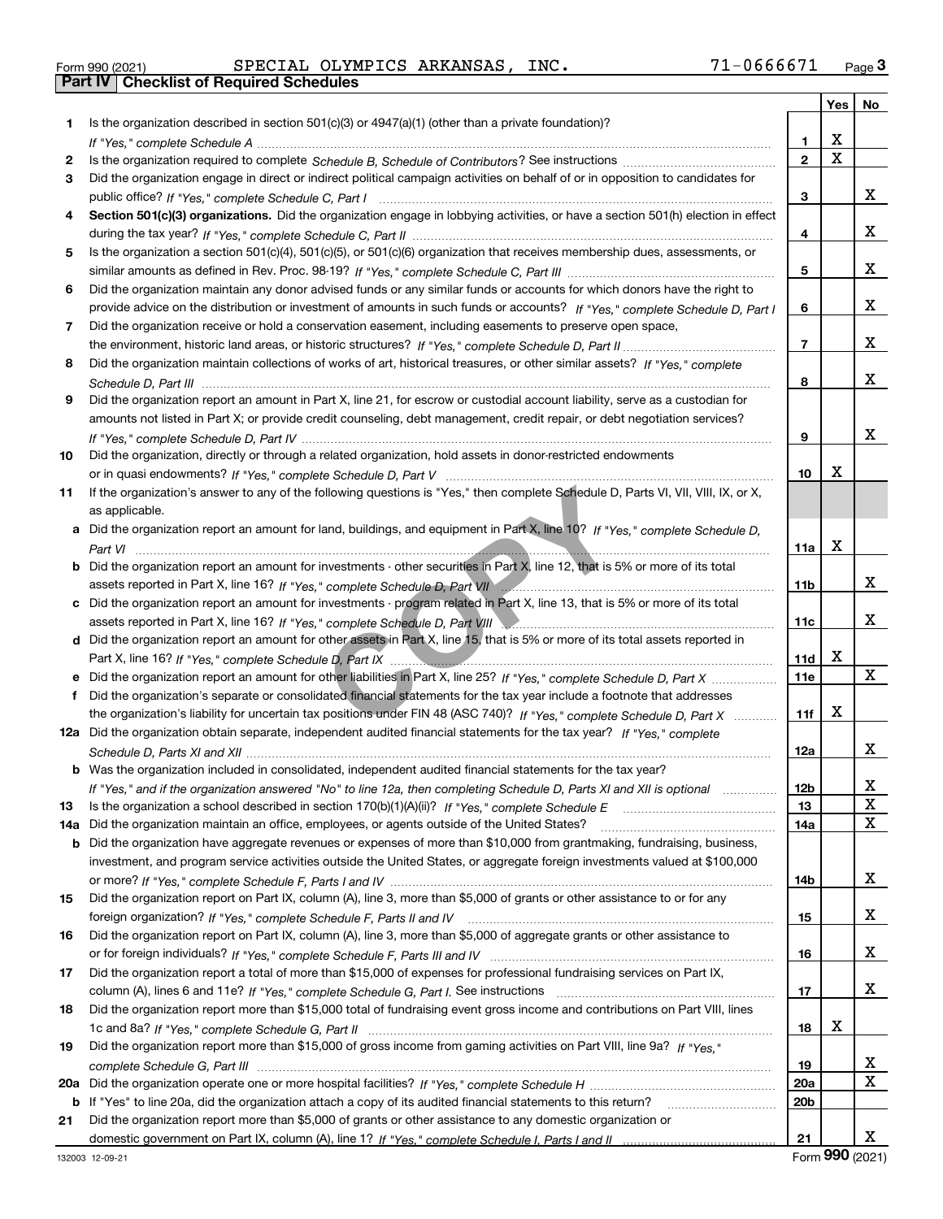Form 990 (2021) SPECIAL OLYMPICS ARKANSAS, INC. 71-0666671 Page 3

**Part IV Checklist of Required Schedules**

| | | | Yes | No |
|---|---|---|---|---|
| 1 | Is the organization described in section 501(c)(3) or 4947(a)(1) (other than a private foundation)? *If "Yes," complete Schedule A* | 1 | X | |
| 2 | Is the organization required to complete *Schedule B, Schedule of Contributors*? See instructions | 2 | X | |
| 3 | Did the organization engage in direct or indirect political campaign activities on behalf of or in opposition to candidates for public office? *If "Yes," complete Schedule C, Part I* | 3 | | X |
| 4 | **Section 501(c)(3) organizations.** Did the organization engage in lobbying activities, or have a section 501(h) election in effect during the tax year? *If "Yes," complete Schedule C, Part II* | 4 | | X |
| 5 | Is the organization a section 501(c)(4), 501(c)(5), or 501(c)(6) organization that receives membership dues, assessments, or similar amounts as defined in Rev. Proc. 98-19? *If "Yes," complete Schedule C, Part III* | 5 | | X |
| 6 | Did the organization maintain any donor advised funds or any similar funds or accounts for which donors have the right to provide advice on the distribution or investment of amounts in such funds or accounts? *If "Yes," complete Schedule D, Part I* | 6 | | X |
| 7 | Did the organization receive or hold a conservation easement, including easements to preserve open space, the environment, historic land areas, or historic structures? *If "Yes," complete Schedule D, Part II* | 7 | | X |
| 8 | Did the organization maintain collections of works of art, historical treasures, or other similar assets? *If "Yes," complete Schedule D, Part III* | 8 | | X |
| 9 | Did the organization report an amount in Part X, line 21, for escrow or custodial account liability, serve as a custodian for amounts not listed in Part X; or provide credit counseling, debt management, credit repair, or debt negotiation services? *If "Yes," complete Schedule D, Part IV* | 9 | | X |
| 10 | Did the organization, directly or through a related organization, hold assets in donor-restricted endowments or in quasi endowments? *If "Yes," complete Schedule D, Part V* | 10 | X | |
| 11 | If the organization's answer to any of the following questions is "Yes," then complete Schedule D, Parts VI, VII, VIII, IX, or X, as applicable. | | | |
| a | Did the organization report an amount for land, buildings, and equipment in Part X, line 10? *If "Yes," complete Schedule D, Part VI* | 11a | X | |
| b | Did the organization report an amount for investments - other securities in Part X, line 12, that is 5% or more of its total assets reported in Part X, line 16? *If "Yes," complete Schedule D, Part VII* | 11b | | X |
| c | Did the organization report an amount for investments - program related in Part X, line 13, that is 5% or more of its total assets reported in Part X, line 16? *If "Yes," complete Schedule D, Part VIII* | 11c | | X |
| d | Did the organization report an amount for other assets in Part X, line 15, that is 5% or more of its total assets reported in Part X, line 16? *If "Yes," complete Schedule D, Part IX* | 11d | X | |
| e | Did the organization report an amount for other liabilities in Part X, line 25? *If "Yes," complete Schedule D, Part X* | 11e | | X |
| f | Did the organization's separate or consolidated financial statements for the tax year include a footnote that addresses the organization's liability for uncertain tax positions under FIN 48 (ASC 740)? *If "Yes," complete Schedule D, Part X* | 11f | X | |
| 12a | Did the organization obtain separate, independent audited financial statements for the tax year? *If "Yes," complete Schedule D, Parts XI and XII* | 12a | | X |
| b | Was the organization included in consolidated, independent audited financial statements for the tax year? *If "Yes," and if the organization answered "No" to line 12a, then completing Schedule D, Parts XI and XII is optional* | 12b | | X |
| 13 | Is the organization a school described in section 170(b)(1)(A)(ii)? *If "Yes," complete Schedule E* | 13 | | X |
| 14a | Did the organization maintain an office, employees, or agents outside of the United States? | 14a | | X |
| b | Did the organization have aggregate revenues or expenses of more than $10,000 from grantmaking, fundraising, business, investment, and program service activities outside the United States, or aggregate foreign investments valued at $100,000 or more? *If "Yes," complete Schedule F, Parts I and IV* | 14b | | X |
| 15 | Did the organization report on Part IX, column (A), line 3, more than $5,000 of grants or other assistance to or for any foreign organization? *If "Yes," complete Schedule F, Parts II and IV* | 15 | | X |
| 16 | Did the organization report on Part IX, column (A), line 3, more than $5,000 of aggregate grants or other assistance to or for foreign individuals? *If "Yes," complete Schedule F, Parts III and IV* | 16 | | X |
| 17 | Did the organization report a total of more than $15,000 of expenses for professional fundraising services on Part IX, column (A), lines 6 and 11e? *If "Yes," complete Schedule G, Part I.* See instructions | 17 | | X |
| 18 | Did the organization report more than $15,000 total of fundraising event gross income and contributions on Part VIII, lines 1c and 8a? *If "Yes," complete Schedule G, Part II* | 18 | X | |
| 19 | Did the organization report more than $15,000 of gross income from gaming activities on Part VIII, line 9a? *If "Yes," complete Schedule G, Part III* | 19 | | X |
| 20a | Did the organization operate one or more hospital facilities? *If "Yes," complete Schedule H* | 20a | | X |
| b | If "Yes" to line 20a, did the organization attach a copy of its audited financial statements to this return? | 20b | | |
| 21 | Did the organization report more than $5,000 of grants or other assistance to any domestic organization or domestic government on Part IX, column (A), line 1? *If "Yes," complete Schedule I, Parts I and II* | 21 | | X |

132003 12-09-21 Form **990** (2021)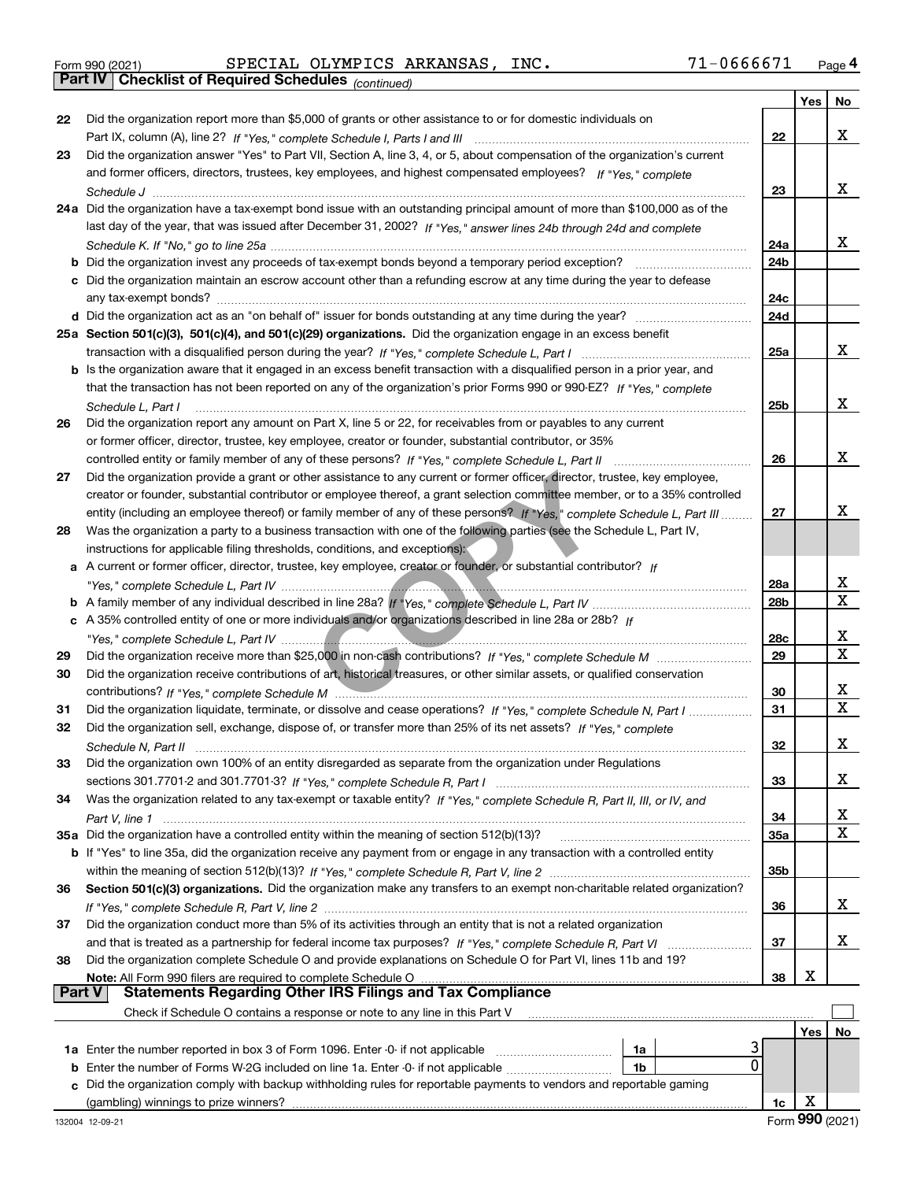Form 990 (2021) SPECIAL OLYMPICS ARKANSAS, INC. 71-0666671 Page **4**

**Part IV | Checklist of Required Schedules** *(continued)*

| | | | Yes | No |
|---|---|---|---|---|
| 22 | Did the organization report more than $5,000 of grants or other assistance to or for domestic individuals on Part IX, column (A), line 2? *If "Yes," complete Schedule I, Parts I and III* | 22 | | X |
| 23 | Did the organization answer "Yes" to Part VII, Section A, line 3, 4, or 5, about compensation of the organization's current and former officers, directors, trustees, key employees, and highest compensated employees? *If "Yes," complete Schedule J* | 23 | | X |
| 24a | Did the organization have a tax-exempt bond issue with an outstanding principal amount of more than $100,000 as of the last day of the year, that was issued after December 31, 2002? *If "Yes," answer lines 24b through 24d and complete Schedule K. If "No," go to line 25a* | 24a | | X |
| b | Did the organization invest any proceeds of tax-exempt bonds beyond a temporary period exception? | 24b | | |
| c | Did the organization maintain an escrow account other than a refunding escrow at any time during the year to defease any tax-exempt bonds? | 24c | | |
| d | Did the organization act as an "on behalf of" issuer for bonds outstanding at any time during the year? | 24d | | |
| 25a | **Section 501(c)(3), 501(c)(4), and 501(c)(29) organizations.** Did the organization engage in an excess benefit transaction with a disqualified person during the year? *If "Yes," complete Schedule L, Part I* | 25a | | X |
| b | Is the organization aware that it engaged in an excess benefit transaction with a disqualified person in a prior year, and that the transaction has not been reported on any of the organization's prior Forms 990 or 990-EZ? *If "Yes," complete Schedule L, Part I* | 25b | | X |
| 26 | Did the organization report any amount on Part X, line 5 or 22, for receivables from or payables to any current or former officer, director, trustee, key employee, creator or founder, substantial contributor, or 35% controlled entity or family member of any of these persons? *If "Yes," complete Schedule L, Part II* | 26 | | X |
| 27 | Did the organization provide a grant or other assistance to any current or former officer, director, trustee, key employee, creator or founder, substantial contributor or employee thereof, a grant selection committee member, or to a 35% controlled entity (including an employee thereof) or family member of any of these persons? *If "Yes," complete Schedule L, Part III* | 27 | | X |
| 28 | Was the organization a party to a business transaction with one of the following parties (see the Schedule L, Part IV, instructions for applicable filing thresholds, conditions, and exceptions): | | | |
| a | A current or former officer, director, trustee, key employee, creator or founder, or substantial contributor? *If "Yes," complete Schedule L, Part IV* | 28a | | X |
| b | A family member of any individual described in line 28a? *If "Yes," complete Schedule L, Part IV* | 28b | | X |
| c | A 35% controlled entity of one or more individuals and/or organizations described in line 28a or 28b? *If "Yes," complete Schedule L, Part IV* | 28c | | X |
| 29 | Did the organization receive more than $25,000 in non-cash contributions? *If "Yes," complete Schedule M* | 29 | | X |
| 30 | Did the organization receive contributions of art, historical treasures, or other similar assets, or qualified conservation contributions? *If "Yes," complete Schedule M* | 30 | | X |
| 31 | Did the organization liquidate, terminate, or dissolve and cease operations? *If "Yes," complete Schedule N, Part I* | 31 | | X |
| 32 | Did the organization sell, exchange, dispose of, or transfer more than 25% of its net assets? *If "Yes," complete Schedule N, Part II* | 32 | | X |
| 33 | Did the organization own 100% of an entity disregarded as separate from the organization under Regulations sections 301.7701-2 and 301.7701-3? *If "Yes," complete Schedule R, Part I* | 33 | | X |
| 34 | Was the organization related to any tax-exempt or taxable entity? *If "Yes," complete Schedule R, Part II, III, or IV, and Part V, line 1* | 34 | | X |
| 35a | Did the organization have a controlled entity within the meaning of section 512(b)(13)? | 35a | | X |
| b | If "Yes" to line 35a, did the organization receive any payment from or engage in any transaction with a controlled entity within the meaning of section 512(b)(13)? *If "Yes," complete Schedule R, Part V, line 2* | 35b | | |
| 36 | **Section 501(c)(3) organizations.** Did the organization make any transfers to an exempt non-charitable related organization? *If "Yes," complete Schedule R, Part V, line 2* | 36 | | X |
| 37 | Did the organization conduct more than 5% of its activities through an entity that is not a related organization and that is treated as a partnership for federal income tax purposes? *If "Yes," complete Schedule R, Part VI* | 37 | | X |
| 38 | Did the organization complete Schedule O and provide explanations on Schedule O for Part VI, lines 11b and 19? **Note:** All Form 990 filers are required to complete Schedule O | 38 | X | |

**Part V | Statements Regarding Other IRS Filings and Tax Compliance**

Check if Schedule O contains a response or note to any line in this Part V ☐

| | | | | | Yes | No |
|---|---|---|---|---|---|---|
| 1a | Enter the number reported in box 3 of Form 1096. Enter -0- if not applicable | 1a | 3 | | | |
| b | Enter the number of Forms W-2G included on line 1a. Enter -0- if not applicable | 1b | 0 | | | |
| c | Did the organization comply with backup withholding rules for reportable payments to vendors and reportable gaming (gambling) winnings to prize winners? | | | 1c | X | |

132004 12-09-21 Form **990** (2021)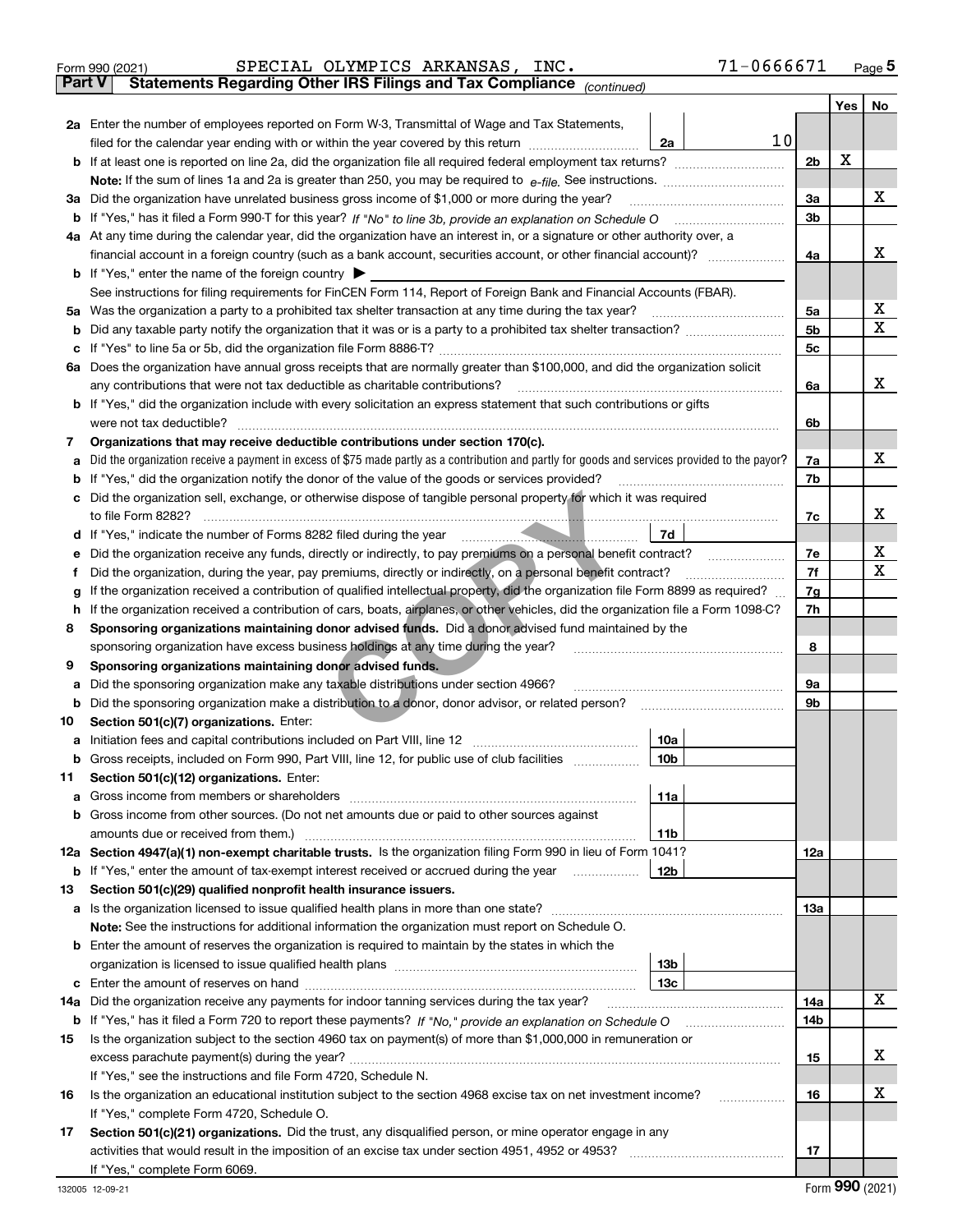Form 990 (2021) SPECIAL OLYMPICS ARKANSAS, INC. 71-0666671 Page 5

**Part V Statements Regarding Other IRS Filings and Tax Compliance** *(continued)*

| | | | | Yes | No |
|---|---|---|---|---|---|
| **2a** | Enter the number of employees reported on Form W-3, Transmittal of Wage and Tax Statements, filed for the calendar year ending with or within the year covered by this return | 2a | 10 | | |
| **b** | If at least one is reported on line 2a, did the organization file all required federal employment tax returns? | | 2b | X | |
| | **Note:** If the sum of lines 1a and 2a is greater than 250, you may be required to *e-file.* See instructions. | | | | |
| **3a** | Did the organization have unrelated business gross income of $1,000 or more during the year? | | 3a | | X |
| **b** | If "Yes," has it filed a Form 990-T for this year? *If "No" to line 3b, provide an explanation on Schedule O* | | 3b | | |
| **4a** | At any time during the calendar year, did the organization have an interest in, or a signature or other authority over, a financial account in a foreign country (such as a bank account, securities account, or other financial account)? | | 4a | | X |
| **b** | If "Yes," enter the name of the foreign country ▶ | | | | |
| | See instructions for filing requirements for FinCEN Form 114, Report of Foreign Bank and Financial Accounts (FBAR). | | | | |
| **5a** | Was the organization a party to a prohibited tax shelter transaction at any time during the tax year? | | 5a | | X |
| **b** | Did any taxable party notify the organization that it was or is a party to a prohibited tax shelter transaction? | | 5b | | X |
| **c** | If "Yes" to line 5a or 5b, did the organization file Form 8886-T? | | 5c | | |
| **6a** | Does the organization have annual gross receipts that are normally greater than $100,000, and did the organization solicit any contributions that were not tax deductible as charitable contributions? | | 6a | | X |
| **b** | If "Yes," did the organization include with every solicitation an express statement that such contributions or gifts were not tax deductible? | | 6b | | |
| **7** | **Organizations that may receive deductible contributions under section 170(c).** | | | | |
| **a** | Did the organization receive a payment in excess of $75 made partly as a contribution and partly for goods and services provided to the payor? | | 7a | | X |
| **b** | If "Yes," did the organization notify the donor of the value of the goods or services provided? | | 7b | | |
| **c** | Did the organization sell, exchange, or otherwise dispose of tangible personal property for which it was required to file Form 8282? | | 7c | | X |
| **d** | If "Yes," indicate the number of Forms 8282 filed during the year | 7d | | | |
| **e** | Did the organization receive any funds, directly or indirectly, to pay premiums on a personal benefit contract? | | 7e | | X |
| **f** | Did the organization, during the year, pay premiums, directly or indirectly, on a personal benefit contract? | | 7f | | X |
| **g** | If the organization received a contribution of qualified intellectual property, did the organization file Form 8899 as required? | | 7g | | |
| **h** | If the organization received a contribution of cars, boats, airplanes, or other vehicles, did the organization file a Form 1098-C? | | 7h | | |
| **8** | **Sponsoring organizations maintaining donor advised funds.** Did a donor advised fund maintained by the sponsoring organization have excess business holdings at any time during the year? | | 8 | | |
| **9** | **Sponsoring organizations maintaining donor advised funds.** | | | | |
| **a** | Did the sponsoring organization make any taxable distributions under section 4966? | | 9a | | |
| **b** | Did the sponsoring organization make a distribution to a donor, donor advisor, or related person? | | 9b | | |
| **10** | **Section 501(c)(7) organizations.** Enter: | | | | |
| **a** | Initiation fees and capital contributions included on Part VIII, line 12 | 10a | | | |
| **b** | Gross receipts, included on Form 990, Part VIII, line 12, for public use of club facilities | 10b | | | |
| **11** | **Section 501(c)(12) organizations.** Enter: | | | | |
| **a** | Gross income from members or shareholders | 11a | | | |
| **b** | Gross income from other sources. (Do not net amounts due or paid to other sources against amounts due or received from them.) | 11b | | | |
| **12a** | **Section 4947(a)(1) non-exempt charitable trusts.** Is the organization filing Form 990 in lieu of Form 1041? | | 12a | | |
| **b** | If "Yes," enter the amount of tax-exempt interest received or accrued during the year | 12b | | | |
| **13** | **Section 501(c)(29) qualified nonprofit health insurance issuers.** | | | | |
| **a** | Is the organization licensed to issue qualified health plans in more than one state? | | 13a | | |
| | **Note:** See the instructions for additional information the organization must report on Schedule O. | | | | |
| **b** | Enter the amount of reserves the organization is required to maintain by the states in which the organization is licensed to issue qualified health plans | 13b | | | |
| **c** | Enter the amount of reserves on hand | 13c | | | |
| **14a** | Did the organization receive any payments for indoor tanning services during the tax year? | | 14a | | X |
| **b** | If "Yes," has it filed a Form 720 to report these payments? *If "No," provide an explanation on Schedule O* | | 14b | | |
| **15** | Is the organization subject to the section 4960 tax on payment(s) of more than $1,000,000 in remuneration or excess parachute payment(s) during the year? | | 15 | | X |
| | If "Yes," see the instructions and file Form 4720, Schedule N. | | | | |
| **16** | Is the organization an educational institution subject to the section 4968 excise tax on net investment income? | | 16 | | X |
| | If "Yes," complete Form 4720, Schedule O. | | | | |
| **17** | **Section 501(c)(21) organizations.** Did the trust, any disqualified person, or mine operator engage in any activities that would result in the imposition of an excise tax under section 4951, 4952 or 4953? | | 17 | | |
| | If "Yes," complete Form 6069. | | | | |

132005 12-09-21 Form **990** (2021)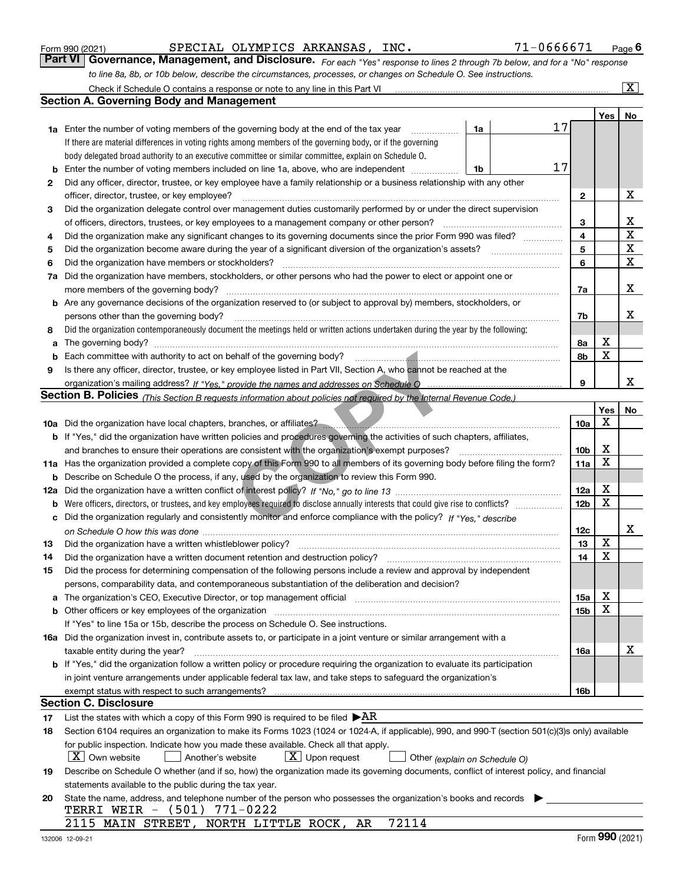Form 990 (2021) SPECIAL OLYMPICS ARKANSAS, INC. 71-0666671 Page 6

## Part VI Governance, Management, and Disclosure.

*For each "Yes" response to lines 2 through 7b below, and for a "No" response to line 8a, 8b, or 10b below, describe the circumstances, processes, or changes on Schedule O. See instructions.*

Check if Schedule O contains a response or note to any line in this Part VI ..... [X]

### Section A. Governing Body and Management

| | | | | Yes | No |
|---|---|---|---|---|---|
| **1a** | Enter the number of voting members of the governing body at the end of the tax year ..... **1a** 17 | | | | |
| | If there are material differences in voting rights among members of the governing body, or if the governing body delegated broad authority to an executive committee or similar committee, explain on Schedule O. | | | | |
| **b** | Enter the number of voting members included on line 1a, above, who are independent ..... **1b** 17 | | | | |
| **2** | Did any officer, director, trustee, or key employee have a family relationship or a business relationship with any other officer, director, trustee, or key employee? | | **2** | | X |
| **3** | Did the organization delegate control over management duties customarily performed by or under the direct supervision of officers, directors, trustees, or key employees to a management company or other person? | | **3** | | X |
| **4** | Did the organization make any significant changes to its governing documents since the prior Form 990 was filed? | | **4** | | X |
| **5** | Did the organization become aware during the year of a significant diversion of the organization's assets? | | **5** | | X |
| **6** | Did the organization have members or stockholders? | | **6** | | X |
| **7a** | Did the organization have members, stockholders, or other persons who had the power to elect or appoint one or more members of the governing body? | | **7a** | | X |
| **b** | Are any governance decisions of the organization reserved to (or subject to approval by) members, stockholders, or persons other than the governing body? | | **7b** | | X |
| **8** | Did the organization contemporaneously document the meetings held or written actions undertaken during the year by the following: | | | | |
| **a** | The governing body? | | **8a** | X | |
| **b** | Each committee with authority to act on behalf of the governing body? | | **8b** | X | |
| **9** | Is there any officer, director, trustee, or key employee listed in Part VII, Section A, who cannot be reached at the organization's mailing address? *If "Yes," provide the names and addresses on Schedule O* | | **9** | | X |

### Section B. Policies *(This Section B requests information about policies not required by the Internal Revenue Code.)*

| | | | Yes | No |
|---|---|---|---|---|
| **10a** | Did the organization have local chapters, branches, or affiliates? | **10a** | X | |
| **b** | If "Yes," did the organization have written policies and procedures governing the activities of such chapters, affiliates, and branches to ensure their operations are consistent with the organization's exempt purposes? | **10b** | X | |
| **11a** | Has the organization provided a complete copy of this Form 990 to all members of its governing body before filing the form? | **11a** | X | |
| **b** | Describe on Schedule O the process, if any, used by the organization to review this Form 990. | | | |
| **12a** | Did the organization have a written conflict of interest policy? *If "No," go to line 13* | **12a** | X | |
| **b** | Were officers, directors, or trustees, and key employees required to disclose annually interests that could give rise to conflicts? | **12b** | X | |
| **c** | Did the organization regularly and consistently monitor and enforce compliance with the policy? *If "Yes," describe on Schedule O how this was done* | **12c** | | X |
| **13** | Did the organization have a written whistleblower policy? | **13** | X | |
| **14** | Did the organization have a written document retention and destruction policy? | **14** | X | |
| **15** | Did the process for determining compensation of the following persons include a review and approval by independent persons, comparability data, and contemporaneous substantiation of the deliberation and decision? | | | |
| **a** | The organization's CEO, Executive Director, or top management official | **15a** | X | |
| **b** | Other officers or key employees of the organization | **15b** | X | |
| | If "Yes" to line 15a or 15b, describe the process on Schedule O. See instructions. | | | |
| **16a** | Did the organization invest in, contribute assets to, or participate in a joint venture or similar arrangement with a taxable entity during the year? | **16a** | | X |
| **b** | If "Yes," did the organization follow a written policy or procedure requiring the organization to evaluate its participation in joint venture arrangements under applicable federal tax law, and take steps to safeguard the organization's exempt status with respect to such arrangements? | **16b** | | |

### Section C. Disclosure

**17** List the states with which a copy of this Form 990 is required to be filed ▶AR

**18** Section 6104 requires an organization to make its Forms 1023 (1024 or 1024-A, if applicable), 990, and 990-T (section 501(c)(3)s only) available for public inspection. Indicate how you made these available. Check all that apply.

[X] Own website [ ] Another's website [X] Upon request [ ] Other *(explain on Schedule O)*

**19** Describe on Schedule O whether (and if so, how) the organization made its governing documents, conflict of interest policy, and financial statements available to the public during the tax year.

**20** State the name, address, and telephone number of the person who possesses the organization's books and records ▶

TERRI WEIR - (501) 771-0222
2115 MAIN STREET, NORTH LITTLE ROCK, AR 72114

132006 12-09-21 Form **990** (2021)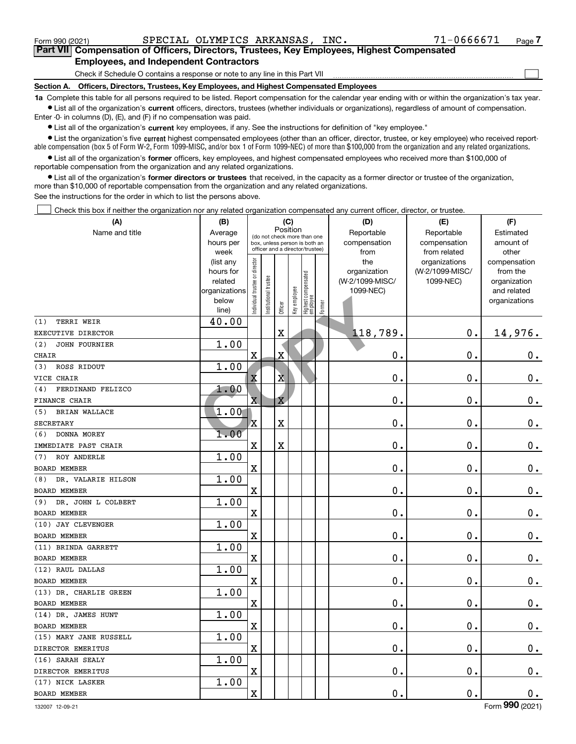Form 990 (2021) SPECIAL OLYMPICS ARKANSAS, INC. 71-0666671

**Part VII Compensation of Officers, Directors, Trustees, Key Employees, Highest Compensated Employees, and Independent Contractors**

Check if Schedule O contains a response or note to any line in this Part VII ☐

**Section A. Officers, Directors, Trustees, Key Employees, and Highest Compensated Employees**

**1a** Complete this table for all persons required to be listed. Report compensation for the calendar year ending with or within the organization's tax year.

- List all of the organization's **current** officers, directors, trustees (whether individuals or organizations), regardless of amount of compensation. Enter -0- in columns (D), (E), and (F) if no compensation was paid.
- List all of the organization's **current** key employees, if any. See the instructions for definition of "key employee."
- List the organization's five **current** highest compensated employees (other than an officer, director, trustee, or key employee) who received reportable compensation (box 5 of Form W-2, Form 1099-MISC, and/or box 1 of Form 1099-NEC) of more than $100,000 from the organization and any related organizations.
- List all of the organization's **former** officers, key employees, and highest compensated employees who received more than $100,000 of reportable compensation from the organization and any related organizations.
- List all of the organization's **former directors or trustees** that received, in the capacity as a former director or trustee of the organization, more than $10,000 of reportable compensation from the organization and any related organizations.

See the instructions for the order in which to list the persons above.

☐ Check this box if neither the organization nor any related organization compensated any current officer, director, or trustee.

| (A) Name and title | (B) Average hours per week (list any hours for related organizations below line) | (C) Position: Individual trustee or director | Institutional trustee | Officer | Key employee | Highest compensated employee | Former | (D) Reportable compensation from the organization (W-2/1099-MISC/1099-NEC) | (E) Reportable compensation from related organizations (W-2/1099-MISC/1099-NEC) | (F) Estimated amount of other compensation from the organization and related organizations |
|---|---|---|---|---|---|---|---|---|---|---|
| (1) TERRI WEIR<br>EXECUTIVE DIRECTOR | 40.00 | | | X | | | | 118,789. | 0. | 14,976. |
| (2) JOHN FOURNIER<br>CHAIR | 1.00 | X | | X | | | | 0. | 0. | 0. |
| (3) ROSS RIDOUT<br>VICE CHAIR | 1.00 | X | | X | | | | 0. | 0. | 0. |
| (4) FERDINAND FELIZCO<br>FINANCE CHAIR | 1.00 | X | | X | | | | 0. | 0. | 0. |
| (5) BRIAN WALLACE<br>SECRETARY | 1.00 | X | | X | | | | 0. | 0. | 0. |
| (6) DONNA MOREY<br>IMMEDIATE PAST CHAIR | 1.00 | X | | X | | | | 0. | 0. | 0. |
| (7) ROY ANDERLE<br>BOARD MEMBER | 1.00 | X | | | | | | 0. | 0. | 0. |
| (8) DR. VALARIE HILSON<br>BOARD MEMBER | 1.00 | X | | | | | | 0. | 0. | 0. |
| (9) DR. JOHN L COLBERT<br>BOARD MEMBER | 1.00 | X | | | | | | 0. | 0. | 0. |
| (10) JAY CLEVENGER<br>BOARD MEMBER | 1.00 | X | | | | | | 0. | 0. | 0. |
| (11) BRINDA GARRETT<br>BOARD MEMBER | 1.00 | X | | | | | | 0. | 0. | 0. |
| (12) RAUL DALLAS<br>BOARD MEMBER | 1.00 | X | | | | | | 0. | 0. | 0. |
| (13) DR. CHARLIE GREEN<br>BOARD MEMBER | 1.00 | X | | | | | | 0. | 0. | 0. |
| (14) DR. JAMES HUNT<br>BOARD MEMBER | 1.00 | X | | | | | | 0. | 0. | 0. |
| (15) MARY JANE RUSSELL<br>DIRECTOR EMERITUS | 1.00 | X | | | | | | 0. | 0. | 0. |
| (16) SARAH SEALY<br>DIRECTOR EMERITUS | 1.00 | X | | | | | | 0. | 0. | 0. |
| (17) NICK LASKER<br>BOARD MEMBER | 1.00 | X | | | | | | 0. | 0. | 0. |

132007 12-09-21 Form 990 (2021)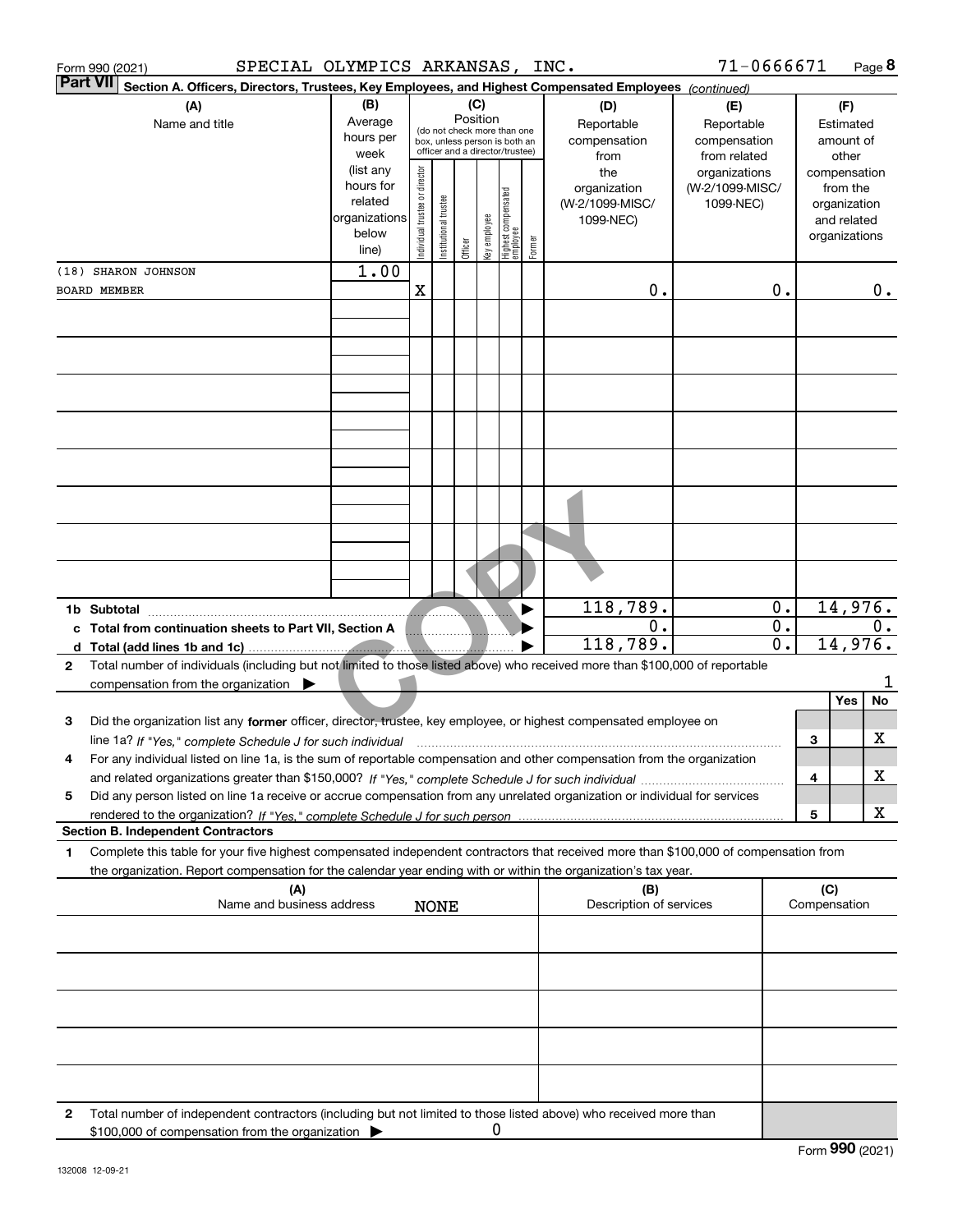Form 990 (2021) SPECIAL OLYMPICS ARKANSAS, INC. 71-0666671

**Part VII** **Section A. Officers, Directors, Trustees, Key Employees, and Highest Compensated Employees** *(continued)*

| (A) Name and title | (B) Average hours per week (list any hours for related organizations below line) | (C) Position: Individual trustee or director | Institutional trustee | Officer | Key employee | Highest compensated employee | Former | (D) Reportable compensation from the organization (W-2/1099-MISC/ 1099-NEC) | (E) Reportable compensation from related organizations (W-2/1099-MISC/ 1099-NEC) | (F) Estimated amount of other compensation from the organization and related organizations |
|---|---|---|---|---|---|---|---|---|---|---|
| (18) SHARON JOHNSON<br>BOARD MEMBER | 1.00 | X | | | | | | 0. | 0. | 0. |
| | | | | | | | | | | |
| **1b Subtotal** | | | | | | | | 118,789. | 0. | 14,976. |
| **c Total from continuation sheets to Part VII, Section A** | | | | | | | | 0. | 0. | 0. |
| **d Total (add lines 1b and 1c)** | | | | | | | | 118,789. | 0. | 14,976. |

**2** Total number of individuals (including but not limited to those listed above) who received more than $100,000 of reportable compensation from the organization ▶ 1

| | | | Yes | No |
|---|---|---|---|---|
| **3** | Did the organization list any **former** officer, director, trustee, key employee, or highest compensated employee on line 1a? *If "Yes," complete Schedule J for such individual* | 3 | | X |
| **4** | For any individual listed on line 1a, is the sum of reportable compensation and other compensation from the organization and related organizations greater than $150,000? *If "Yes," complete Schedule J for such individual* | 4 | | X |
| **5** | Did any person listed on line 1a receive or accrue compensation from any unrelated organization or individual for services rendered to the organization? *If "Yes," complete Schedule J for such person* | 5 | | X |

**Section B. Independent Contractors**

**1** Complete this table for your five highest compensated independent contractors that received more than $100,000 of compensation from the organization. Report compensation for the calendar year ending with or within the organization's tax year.

| (A) Name and business address | (B) Description of services | (C) Compensation |
|---|---|---|
| NONE | | |
| | | |
| | | |
| | | |
| | | |

**2** Total number of independent contractors (including but not limited to those listed above) who received more than $100,000 of compensation from the organization ▶ 0

Form **990** (2021)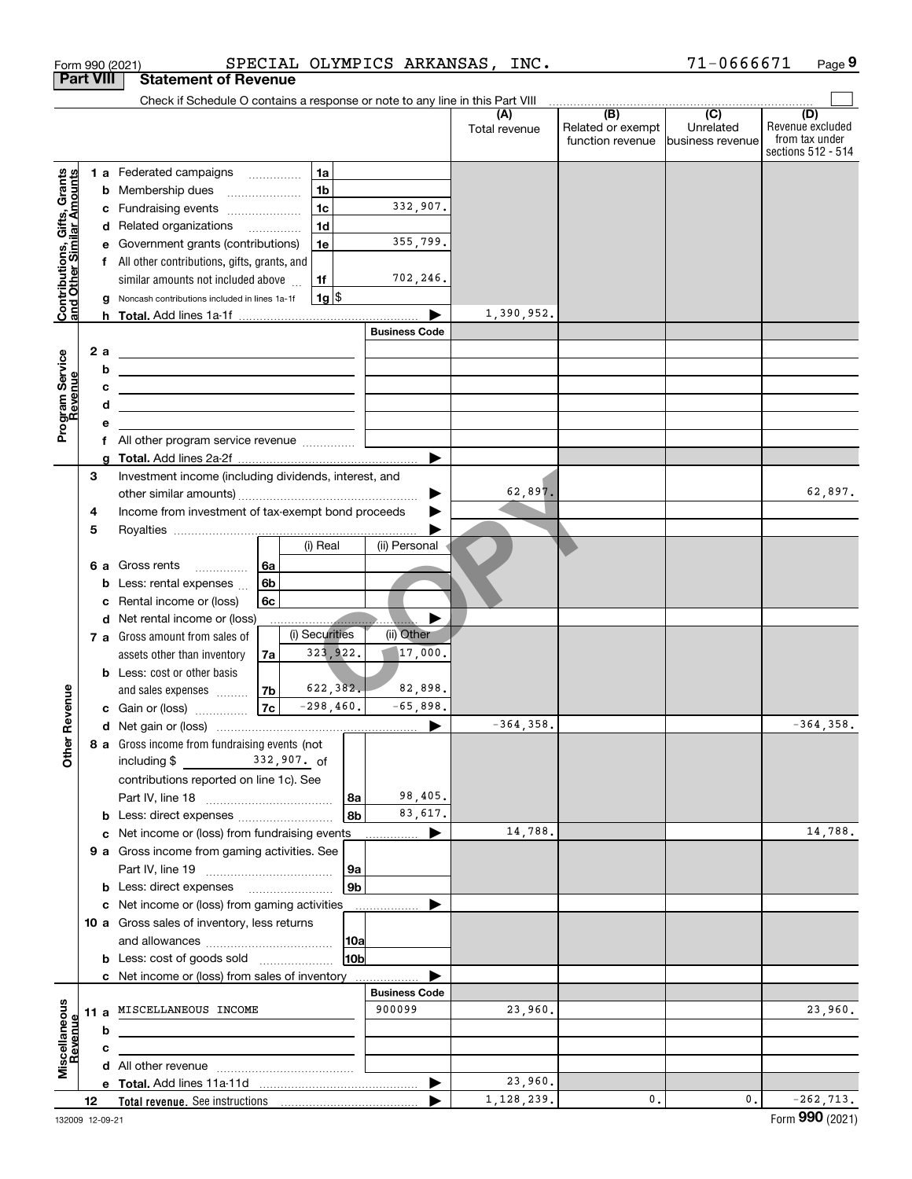Form 990 (2021) SPECIAL OLYMPICS ARKANSAS, INC. 71-0666671 Page **9**

## Part VIII Statement of Revenue

Check if Schedule O contains a response or note to any line in this Part VIII

| | | | | (A) Total revenue | (B) Related or exempt function revenue | (C) Unrelated business revenue | (D) Revenue excluded from tax under sections 512 - 514 |
|---|---|---|---|---|---|---|---|
| **Contributions, Gifts, Grants and Other Similar Amounts** | 1 a Federated campaigns | 1a | | | | | |
| | b Membership dues | 1b | | | | | |
| | c Fundraising events | 1c | 332,907. | | | | |
| | d Related organizations | 1d | | | | | |
| | e Government grants (contributions) | 1e | 355,799. | | | | |
| | f All other contributions, gifts, grants, and similar amounts not included above | 1f | 702,246. | | | | |
| | g Noncash contributions included in lines 1a-1f | 1g $ | | | | | |
| | h **Total.** Add lines 1a-1f | | | 1,390,952. | | | |
| **Program Service Revenue** | | | Business Code | | | | |
| | 2 a | | | | | | |
| | b | | | | | | |
| | c | | | | | | |
| | d | | | | | | |
| | e | | | | | | |
| | f All other program service revenue | | | | | | |
| | g **Total.** Add lines 2a-2f | | | | | | |
| **Other Revenue** | 3 Investment income (including dividends, interest, and other similar amounts) | | | 62,897. | | | 62,897. |
| | 4 Income from investment of tax-exempt bond proceeds | | | | | | |
| | 5 Royalties | | | | | | |
| | | (i) Real | (ii) Personal | | | | |
| | 6 a Gross rents 6a | | | | | | |
| | b Less: rental expenses 6b | | | | | | |
| | c Rental income or (loss) 6c | | | | | | |
| | d Net rental income or (loss) | | | | | | |
| | | (i) Securities | (ii) Other | | | | |
| | 7 a Gross amount from sales of assets other than inventory 7a | 323,922. | 17,000. | | | | |
| | b Less: cost or other basis and sales expenses 7b | 622,382. | 82,898. | | | | |
| | c Gain or (loss) 7c | -298,460. | -65,898. | | | | |
| | d Net gain or (loss) | | | -364,358. | | | -364,358. |
| | 8 a Gross income from fundraising events (not including $ 332,907. of contributions reported on line 1c). See Part IV, line 18 | 8a | 98,405. | | | | |
| | b Less: direct expenses | 8b | 83,617. | | | | |
| | c Net income or (loss) from fundraising events | | | 14,788. | | | 14,788. |
| | 9 a Gross income from gaming activities. See Part IV, line 19 | 9a | | | | | |
| | b Less: direct expenses | 9b | | | | | |
| | c Net income or (loss) from gaming activities | | | | | | |
| | 10 a Gross sales of inventory, less returns and allowances | 10a | | | | | |
| | b Less: cost of goods sold | 10b | | | | | |
| | c Net income or (loss) from sales of inventory | | | | | | |
| **Miscellaneous Revenue** | | | Business Code | | | | |
| | 11 a MISCELLANEOUS INCOME | | 900099 | 23,960. | | | 23,960. |
| | b | | | | | | |
| | c | | | | | | |
| | d All other revenue | | | | | | |
| | e **Total.** Add lines 11a-11d | | | 23,960. | | | |
| | 12 **Total revenue.** See instructions | | | 1,128,239. | 0. | 0. | -262,713. |

132009 12-09-21 Form **990** (2021)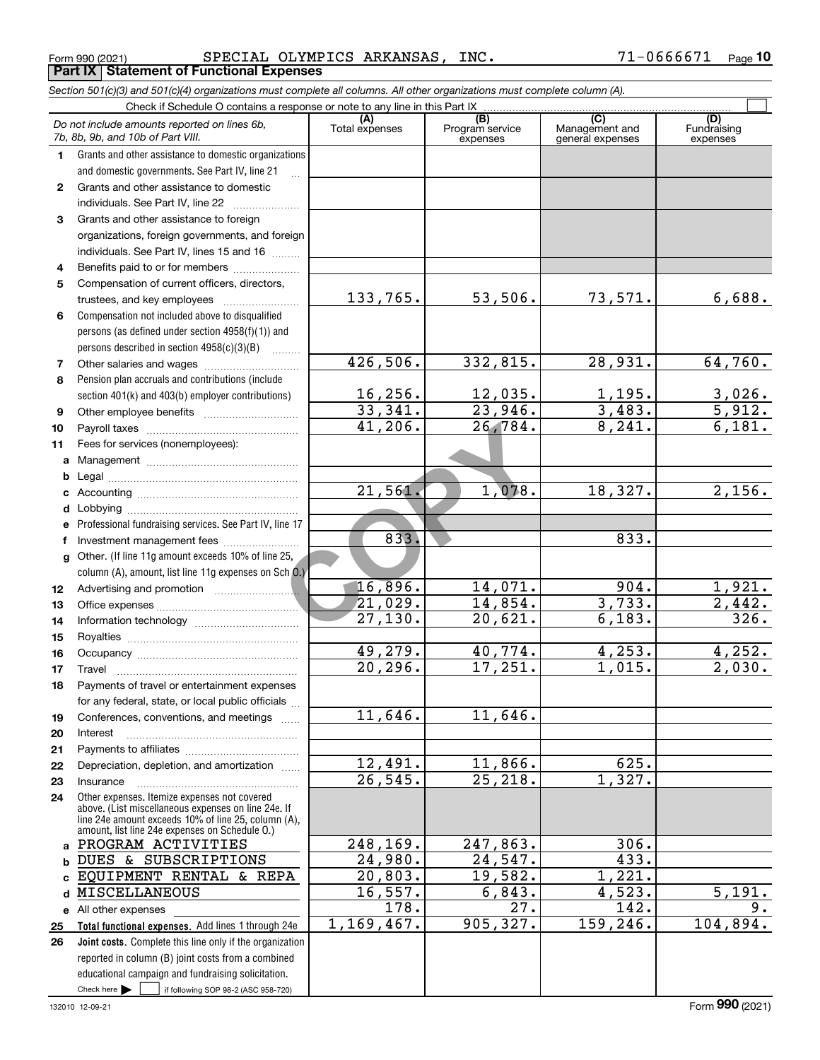Form 990 (2021) SPECIAL OLYMPICS ARKANSAS, INC. 71-0666671 Page 10

**Part IX Statement of Functional Expenses**

*Section 501(c)(3) and 501(c)(4) organizations must complete all columns. All other organizations must complete column (A).*

Check if Schedule O contains a response or note to any line in this Part IX

| | *Do not include amounts reported on lines 6b, 7b, 8b, 9b, and 10b of Part VIII.* | (A) Total expenses | (B) Program service expenses | (C) Management and general expenses | (D) Fundraising expenses |
|---|---|---|---|---|---|
| 1 | Grants and other assistance to domestic organizations and domestic governments. See Part IV, line 21 | | | | |
| 2 | Grants and other assistance to domestic individuals. See Part IV, line 22 | | | | |
| 3 | Grants and other assistance to foreign organizations, foreign governments, and foreign individuals. See Part IV, lines 15 and 16 | | | | |
| 4 | Benefits paid to or for members | | | | |
| 5 | Compensation of current officers, directors, trustees, and key employees | 133,765. | 53,506. | 73,571. | 6,688. |
| 6 | Compensation not included above to disqualified persons (as defined under section 4958(f)(1)) and persons described in section 4958(c)(3)(B) | | | | |
| 7 | Other salaries and wages | 426,506. | 332,815. | 28,931. | 64,760. |
| 8 | Pension plan accruals and contributions (include section 401(k) and 403(b) employer contributions) | 16,256. | 12,035. | 1,195. | 3,026. |
| 9 | Other employee benefits | 33,341. | 23,946. | 3,483. | 5,912. |
| 10 | Payroll taxes | 41,206. | 26,784. | 8,241. | 6,181. |
| 11 | Fees for services (nonemployees): | | | | |
| a | Management | | | | |
| b | Legal | | | | |
| c | Accounting | 21,561. | 1,078. | 18,327. | 2,156. |
| d | Lobbying | | | | |
| e | Professional fundraising services. See Part IV, line 17 | | | | |
| f | Investment management fees | 833. | | 833. | |
| g | Other. (If line 11g amount exceeds 10% of line 25, column (A), amount, list line 11g expenses on Sch O.) | | | | |
| 12 | Advertising and promotion | 16,896. | 14,071. | 904. | 1,921. |
| 13 | Office expenses | 21,029. | 14,854. | 3,733. | 2,442. |
| 14 | Information technology | 27,130. | 20,621. | 6,183. | 326. |
| 15 | Royalties | | | | |
| 16 | Occupancy | 49,279. | 40,774. | 4,253. | 4,252. |
| 17 | Travel | 20,296. | 17,251. | 1,015. | 2,030. |
| 18 | Payments of travel or entertainment expenses for any federal, state, or local public officials | | | | |
| 19 | Conferences, conventions, and meetings | 11,646. | 11,646. | | |
| 20 | Interest | | | | |
| 21 | Payments to affiliates | | | | |
| 22 | Depreciation, depletion, and amortization | 12,491. | 11,866. | 625. | |
| 23 | Insurance | 26,545. | 25,218. | 1,327. | |
| 24 | Other expenses. Itemize expenses not covered above. (List miscellaneous expenses on line 24e. If line 24e amount exceeds 10% of line 25, column (A), amount, list line 24e expenses on Schedule O.) | | | | |
| a | PROGRAM ACTIVITIES | 248,169. | 247,863. | 306. | |
| b | DUES & SUBSCRIPTIONS | 24,980. | 24,547. | 433. | |
| c | EQUIPMENT RENTAL & REPA | 20,803. | 19,582. | 1,221. | |
| d | MISCELLANEOUS | 16,557. | 6,843. | 4,523. | 5,191. |
| e | All other expenses | 178. | 27. | 142. | 9. |
| 25 | **Total functional expenses.** Add lines 1 through 24e | 1,169,467. | 905,327. | 159,246. | 104,894. |
| 26 | **Joint costs.** Complete this line only if the organization reported in column (B) joint costs from a combined educational campaign and fundraising solicitation. Check here ☐ if following SOP 98-2 (ASC 958-720) | | | | |

132010 12-09-21 Form **990** (2021)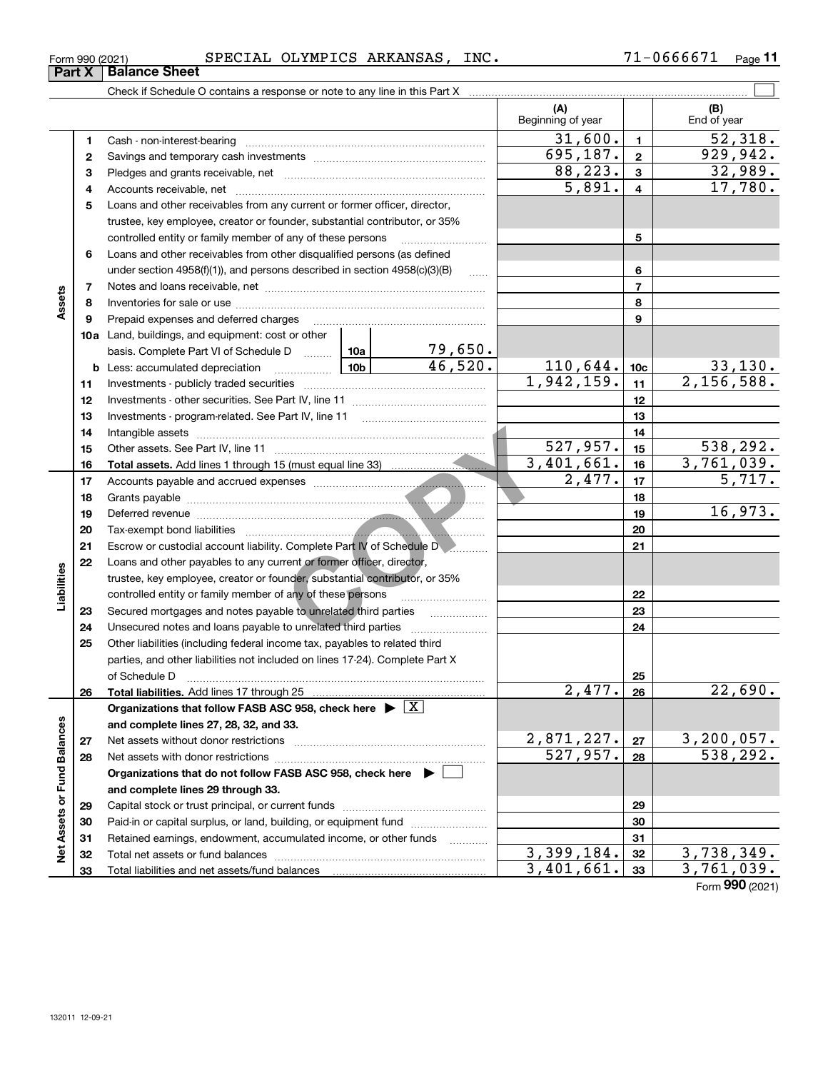Form 990 (2021) SPECIAL OLYMPICS ARKANSAS, INC. 71-0666671

## Part X Balance Sheet

Check if Schedule O contains a response or note to any line in this Part X

| | | | | (A) Beginning of year | | (B) End of year |
|---|---|---|---|---|---|---|
| **Assets** | 1 | Cash - non-interest-bearing | | 31,600. | 1 | 52,318. |
| | 2 | Savings and temporary cash investments | | 695,187. | 2 | 929,942. |
| | 3 | Pledges and grants receivable, net | | 88,223. | 3 | 32,989. |
| | 4 | Accounts receivable, net | | 5,891. | 4 | 17,780. |
| | 5 | Loans and other receivables from any current or former officer, director, trustee, key employee, creator or founder, substantial contributor, or 35% controlled entity or family member of any of these persons | | | 5 | |
| | 6 | Loans and other receivables from other disqualified persons (as defined under section 4958(f)(1)), and persons described in section 4958(c)(3)(B) | | | 6 | |
| | 7 | Notes and loans receivable, net | | | 7 | |
| | 8 | Inventories for sale or use | | | 8 | |
| | 9 | Prepaid expenses and deferred charges | | | 9 | |
| | 10a | Land, buildings, and equipment: cost or other basis. Complete Part VI of Schedule D | 10a 79,650. | | | |
| | b | Less: accumulated depreciation | 10b 46,520. | 110,644. | 10c | 33,130. |
| | 11 | Investments - publicly traded securities | | 1,942,159. | 11 | 2,156,588. |
| | 12 | Investments - other securities. See Part IV, line 11 | | | 12 | |
| | 13 | Investments - program-related. See Part IV, line 11 | | | 13 | |
| | 14 | Intangible assets | | | 14 | |
| | 15 | Other assets. See Part IV, line 11 | | 527,957. | 15 | 538,292. |
| | 16 | **Total assets.** Add lines 1 through 15 (must equal line 33) | | 3,401,661. | 16 | 3,761,039. |
| **Liabilities** | 17 | Accounts payable and accrued expenses | | 2,477. | 17 | 5,717. |
| | 18 | Grants payable | | | 18 | |
| | 19 | Deferred revenue | | | 19 | 16,973. |
| | 20 | Tax-exempt bond liabilities | | | 20 | |
| | 21 | Escrow or custodial account liability. Complete Part IV of Schedule D | | | 21 | |
| | 22 | Loans and other payables to any current or former officer, director, trustee, key employee, creator or founder, substantial contributor, or 35% controlled entity or family member of any of these persons | | | 22 | |
| | 23 | Secured mortgages and notes payable to unrelated third parties | | | 23 | |
| | 24 | Unsecured notes and loans payable to unrelated third parties | | | 24 | |
| | 25 | Other liabilities (including federal income tax, payables to related third parties, and other liabilities not included on lines 17-24). Complete Part X of Schedule D | | | 25 | |
| | 26 | **Total liabilities.** Add lines 17 through 25 | | 2,477. | 26 | 22,690. |
| **Net Assets or Fund Balances** | | **Organizations that follow FASB ASC 958, check here** ▶ [X] **and complete lines 27, 28, 32, and 33.** | | | | |
| | 27 | Net assets without donor restrictions | | 2,871,227. | 27 | 3,200,057. |
| | 28 | Net assets with donor restrictions | | 527,957. | 28 | 538,292. |
| | | **Organizations that do not follow FASB ASC 958, check here** ▶ [ ] **and complete lines 29 through 33.** | | | | |
| | 29 | Capital stock or trust principal, or current funds | | | 29 | |
| | 30 | Paid-in or capital surplus, or land, building, or equipment fund | | | 30 | |
| | 31 | Retained earnings, endowment, accumulated income, or other funds | | | 31 | |
| | 32 | Total net assets or fund balances | | 3,399,184. | 32 | 3,738,349. |
| | 33 | Total liabilities and net assets/fund balances | | 3,401,661. | 33 | 3,761,039. |

Form **990** (2021)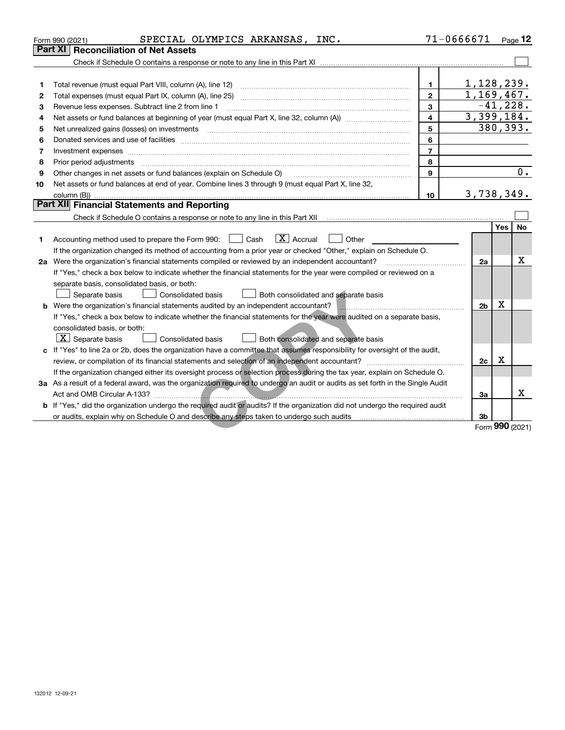Form 990 (2021) SPECIAL OLYMPICS ARKANSAS, INC. 71-0666671

## Part XI Reconciliation of Net Assets

Check if Schedule O contains a response or note to any line in this Part XI ☐

| | | | |
|---|---|---|---|
| 1 | Total revenue (must equal Part VIII, column (A), line 12) | 1 | 1,128,239. |
| 2 | Total expenses (must equal Part IX, column (A), line 25) | 2 | 1,169,467. |
| 3 | Revenue less expenses. Subtract line 2 from line 1 | 3 | -41,228. |
| 4 | Net assets or fund balances at beginning of year (must equal Part X, line 32, column (A)) | 4 | 3,399,184. |
| 5 | Net unrealized gains (losses) on investments | 5 | 380,393. |
| 6 | Donated services and use of facilities | 6 | |
| 7 | Investment expenses | 7 | |
| 8 | Prior period adjustments | 8 | |
| 9 | Other changes in net assets or fund balances (explain on Schedule O) | 9 | 0. |
| 10 | Net assets or fund balances at end of year. Combine lines 3 through 9 (must equal Part X, line 32, column (B)) | 10 | 3,738,349. |

## Part XII Financial Statements and Reporting

Check if Schedule O contains a response or note to any line in this Part XII ☐

| | | | Yes | No |
|---|---|---|---|---|
| 1 | Accounting method used to prepare the Form 990: ☐ Cash ☒ Accrual ☐ Other<br>If the organization changed its method of accounting from a prior year or checked "Other," explain on Schedule O. | | | |
| 2a | Were the organization's financial statements compiled or reviewed by an independent accountant?<br>If "Yes," check a box below to indicate whether the financial statements for the year were compiled or reviewed on a separate basis, consolidated basis, or both:<br>☐ Separate basis ☐ Consolidated basis ☐ Both consolidated and separate basis | 2a | | X |
| b | Were the organization's financial statements audited by an independent accountant?<br>If "Yes," check a box below to indicate whether the financial statements for the year were audited on a separate basis, consolidated basis, or both:<br>☒ Separate basis ☐ Consolidated basis ☐ Both consolidated and separate basis | 2b | X | |
| c | If "Yes" to line 2a or 2b, does the organization have a committee that assumes responsibility for oversight of the audit, review, or compilation of its financial statements and selection of an independent accountant?<br>If the organization changed either its oversight process or selection process during the tax year, explain on Schedule O. | 2c | X | |
| 3a | As a result of a federal award, was the organization required to undergo an audit or audits as set forth in the Single Audit Act and OMB Circular A-133? | 3a | | X |
| b | If "Yes," did the organization undergo the required audit or audits? If the organization did not undergo the required audit or audits, explain why on Schedule O and describe any steps taken to undergo such audits | 3b | | |

Form 990 (2021)

132012 12-09-21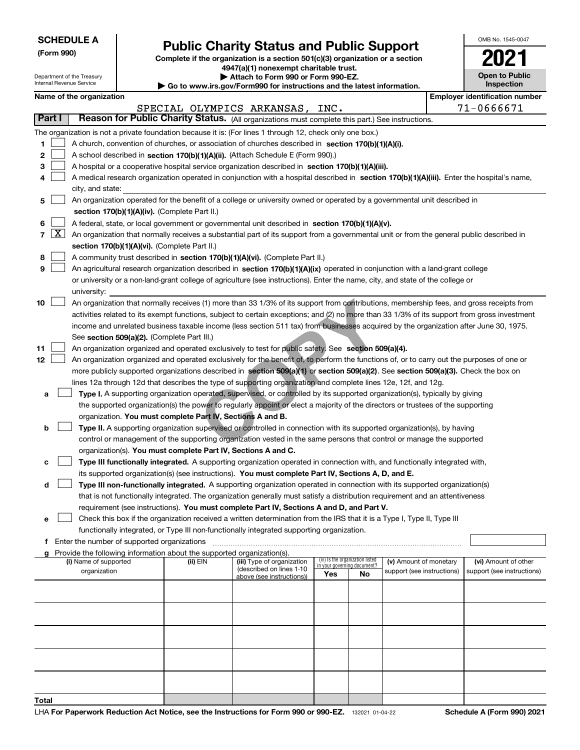**SCHEDULE A**
**(Form 990)**

Department of the Treasury
Internal Revenue Service

# Public Charity Status and Public Support

**Complete if the organization is a section 501(c)(3) organization or a section 4947(a)(1) nonexempt charitable trust.**
**▶ Attach to Form 990 or Form 990-EZ.**
**▶ Go to www.irs.gov/Form990 for instructions and the latest information.**

OMB No. 1545-0047

**2021**

**Open to Public Inspection**

**Name of the organization**: SPECIAL OLYMPICS ARKANSAS, INC.

**Employer identification number**: 71-0666671

**Part I — Reason for Public Charity Status.** (All organizations must complete this part.) See instructions.

The organization is not a private foundation because it is: (For lines 1 through 12, check only one box.)

1. ☐ A church, convention of churches, or association of churches described in **section 170(b)(1)(A)(i).**
2. ☐ A school described in **section 170(b)(1)(A)(ii).** (Attach Schedule E (Form 990).)
3. ☐ A hospital or a cooperative hospital service organization described in **section 170(b)(1)(A)(iii).**
4. ☐ A medical research organization operated in conjunction with a hospital described in **section 170(b)(1)(A)(iii).** Enter the hospital's name, city, and state:
5. ☐ An organization operated for the benefit of a college or university owned or operated by a governmental unit described in **section 170(b)(1)(A)(iv).** (Complete Part II.)
6. ☐ A federal, state, or local government or governmental unit described in **section 170(b)(1)(A)(v).**
7. ☒ An organization that normally receives a substantial part of its support from a governmental unit or from the general public described in **section 170(b)(1)(A)(vi).** (Complete Part II.)
8. ☐ A community trust described in **section 170(b)(1)(A)(vi).** (Complete Part II.)
9. ☐ An agricultural research organization described in **section 170(b)(1)(A)(ix)** operated in conjunction with a land-grant college or university or a non-land-grant college of agriculture (see instructions). Enter the name, city, and state of the college or university:
10. ☐ An organization that normally receives (1) more than 33 1/3% of its support from contributions, membership fees, and gross receipts from activities related to its exempt functions, subject to certain exceptions; and (2) no more than 33 1/3% of its support from gross investment income and unrelated business taxable income (less section 511 tax) from businesses acquired by the organization after June 30, 1975. See **section 509(a)(2).** (Complete Part III.)
11. ☐ An organization organized and operated exclusively to test for public safety. See **section 509(a)(4).**
12. ☐ An organization organized and operated exclusively for the benefit of, to perform the functions of, or to carry out the purposes of one or more publicly supported organizations described in **section 509(a)(1)** or **section 509(a)(2)**. See **section 509(a)(3).** Check the box on lines 12a through 12d that describes the type of supporting organization and complete lines 12e, 12f, and 12g.
   - **a** ☐ **Type I.** A supporting organization operated, supervised, or controlled by its supported organization(s), typically by giving the supported organization(s) the power to regularly appoint or elect a majority of the directors or trustees of the supporting organization. **You must complete Part IV, Sections A and B.**
   - **b** ☐ **Type II.** A supporting organization supervised or controlled in connection with its supported organization(s), by having control or management of the supporting organization vested in the same persons that control or manage the supported organization(s). **You must complete Part IV, Sections A and C.**
   - **c** ☐ **Type III functionally integrated.** A supporting organization operated in connection with, and functionally integrated with, its supported organization(s) (see instructions). **You must complete Part IV, Sections A, D, and E.**
   - **d** ☐ **Type III non-functionally integrated.** A supporting organization operated in connection with its supported organization(s) that is not functionally integrated. The organization generally must satisfy a distribution requirement and an attentiveness requirement (see instructions). **You must complete Part IV, Sections A and D, and Part V.**
   - **e** ☐ Check this box if the organization received a written determination from the IRS that it is a Type I, Type II, Type III functionally integrated, or Type III non-functionally integrated supporting organization.
   - **f** Enter the number of supported organizations
   - **g** Provide the following information about the supported organization(s).

| (i) Name of supported organization | (ii) EIN | (iii) Type of organization (described on lines 1-10 above (see instructions)) | (iv) Is the organization listed in your governing document? Yes | No | (v) Amount of monetary support (see instructions) | (vi) Amount of other support (see instructions) |
|---|---|---|---|---|---|---|
| | | | | | | |
| | | | | | | |
| | | | | | | |
| | | | | | | |
| | | | | | | |
| **Total** | | | | | | |

LHA **For Paperwork Reduction Act Notice, see the Instructions for Form 990 or 990-EZ.** 132021 01-04-22 **Schedule A (Form 990) 2021**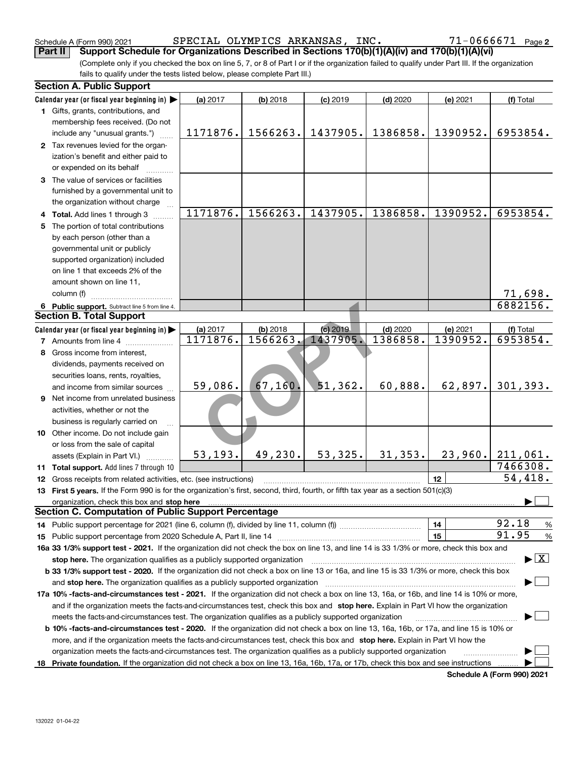Schedule A (Form 990) 2021 SPECIAL OLYMPICS ARKANSAS, INC. 71-0666671 Page 2

**Part II Support Schedule for Organizations Described in Sections 170(b)(1)(A)(iv) and 170(b)(1)(A)(vi)**

(Complete only if you checked the box on line 5, 7, or 8 of Part I or if the organization failed to qualify under Part III. If the organization fails to qualify under the tests listed below, please complete Part III.)

### Section A. Public Support

| Calendar year (or fiscal year beginning in) ▶ | (a) 2017 | (b) 2018 | (c) 2019 | (d) 2020 | (e) 2021 | (f) Total |
|---|---|---|---|---|---|---|
| 1 Gifts, grants, contributions, and membership fees received. (Do not include any "unusual grants.") | 1171876. | 1566263. | 1437905. | 1386858. | 1390952. | 6953854. |
| 2 Tax revenues levied for the organization's benefit and either paid to or expended on its behalf | | | | | | |
| 3 The value of services or facilities furnished by a governmental unit to the organization without charge | | | | | | |
| 4 Total. Add lines 1 through 3 | 1171876. | 1566263. | 1437905. | 1386858. | 1390952. | 6953854. |
| 5 The portion of total contributions by each person (other than a governmental unit or publicly supported organization) included on line 1 that exceeds 2% of the amount shown on line 11, column (f) | | | | | | 71,698. |
| 6 Public support. Subtract line 5 from line 4. | | | | | | 6882156. |

### Section B. Total Support

| Calendar year (or fiscal year beginning in) ▶ | (a) 2017 | (b) 2018 | (c) 2019 | (d) 2020 | (e) 2021 | (f) Total |
|---|---|---|---|---|---|---|
| 7 Amounts from line 4 | 1171876. | 1566263. | 1437905. | 1386858. | 1390952. | 6953854. |
| 8 Gross income from interest, dividends, payments received on securities loans, rents, royalties, and income from similar sources | 59,086. | 67,160. | 51,362. | 60,888. | 62,897. | 301,393. |
| 9 Net income from unrelated business activities, whether or not the business is regularly carried on | | | | | | |
| 10 Other income. Do not include gain or loss from the sale of capital assets (Explain in Part VI.) | 53,193. | 49,230. | 53,325. | 31,353. | 23,960. | 211,061. |
| 11 Total support. Add lines 7 through 10 | | | | | | 7466308. |
| 12 Gross receipts from related activities, etc. (see instructions) | | | | | 12 | 54,418. |

13 **First 5 years.** If the Form 990 is for the organization's first, second, third, fourth, or fifth tax year as a section 501(c)(3) organization, check this box and **stop here** ▶ ☐

### Section C. Computation of Public Support Percentage

14 Public support percentage for 2021 (line 6, column (f), divided by line 11, column (f)) — 14 — 92.18 %

15 Public support percentage from 2020 Schedule A, Part II, line 14 — 15 — 91.95 %

**16a 33 1/3% support test - 2021.** If the organization did not check the box on line 13, and line 14 is 33 1/3% or more, check this box and **stop here.** The organization qualifies as a publicly supported organization ▶ ☒

**b 33 1/3% support test - 2020.** If the organization did not check a box on line 13 or 16a, and line 15 is 33 1/3% or more, check this box and **stop here.** The organization qualifies as a publicly supported organization ▶ ☐

**17a 10% -facts-and-circumstances test - 2021.** If the organization did not check a box on line 13, 16a, or 16b, and line 14 is 10% or more, and if the organization meets the facts-and-circumstances test, check this box and **stop here.** Explain in Part VI how the organization meets the facts-and-circumstances test. The organization qualifies as a publicly supported organization ▶ ☐

**b 10% -facts-and-circumstances test - 2020.** If the organization did not check a box on line 13, 16a, 16b, or 17a, and line 15 is 10% or more, and if the organization meets the facts-and-circumstances test, check this box and **stop here.** Explain in Part VI how the organization meets the facts-and-circumstances test. The organization qualifies as a publicly supported organization ▶ ☐

18 **Private foundation.** If the organization did not check a box on line 13, 16a, 16b, 17a, or 17b, check this box and see instructions ▶ ☐

Schedule A (Form 990) 2021

132022 01-04-22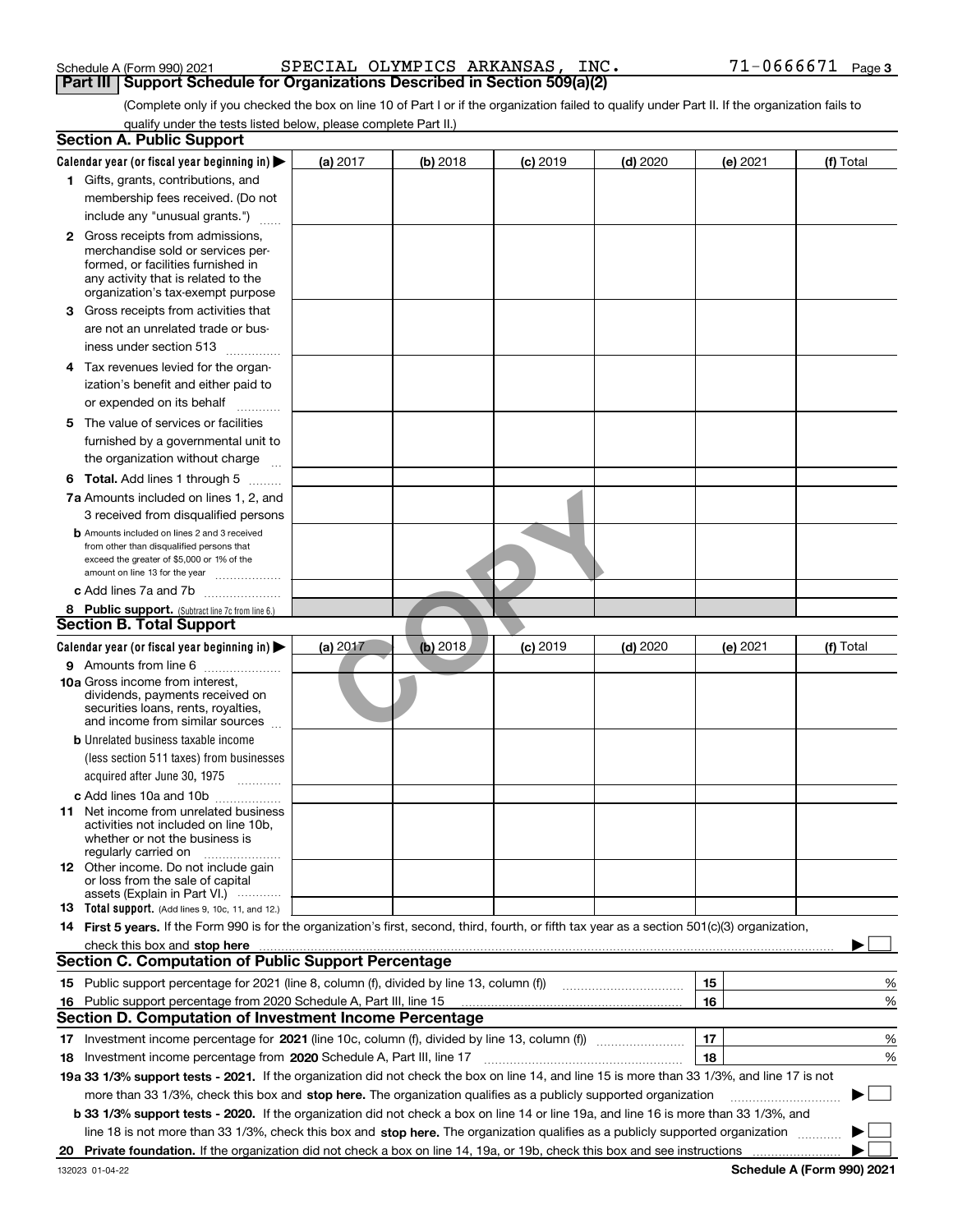Schedule A (Form 990) 2021 SPECIAL OLYMPICS ARKANSAS, INC. 71-0666671 Page 3

## Part III Support Schedule for Organizations Described in Section 509(a)(2)

(Complete only if you checked the box on line 10 of Part I or if the organization failed to qualify under Part II. If the organization fails to qualify under the tests listed below, please complete Part II.)

### Section A. Public Support

| Calendar year (or fiscal year beginning in) ▶ | (a) 2017 | (b) 2018 | (c) 2019 | (d) 2020 | (e) 2021 | (f) Total |
|---|---|---|---|---|---|---|
| **1** Gifts, grants, contributions, and membership fees received. (Do not include any "unusual grants.") | | | | | | |
| **2** Gross receipts from admissions, merchandise sold or services performed, or facilities furnished in any activity that is related to the organization's tax-exempt purpose | | | | | | |
| **3** Gross receipts from activities that are not an unrelated trade or business under section 513 | | | | | | |
| **4** Tax revenues levied for the organization's benefit and either paid to or expended on its behalf | | | | | | |
| **5** The value of services or facilities furnished by a governmental unit to the organization without charge | | | | | | |
| **6 Total.** Add lines 1 through 5 | | | | | | |
| **7a** Amounts included on lines 1, 2, and 3 received from disqualified persons | | | | | | |
| **b** Amounts included on lines 2 and 3 received from other than disqualified persons that exceed the greater of $5,000 or 1% of the amount on line 13 for the year | | | | | | |
| **c** Add lines 7a and 7b | | | | | | |
| **8 Public support.** (Subtract line 7c from line 6.) | | | | | | |

### Section B. Total Support

| Calendar year (or fiscal year beginning in) ▶ | (a) 2017 | (b) 2018 | (c) 2019 | (d) 2020 | (e) 2021 | (f) Total |
|---|---|---|---|---|---|---|
| **9** Amounts from line 6 | | | | | | |
| **10a** Gross income from interest, dividends, payments received on securities loans, rents, royalties, and income from similar sources | | | | | | |
| **b** Unrelated business taxable income (less section 511 taxes) from businesses acquired after June 30, 1975 | | | | | | |
| **c** Add lines 10a and 10b | | | | | | |
| **11** Net income from unrelated business activities not included on line 10b, whether or not the business is regularly carried on | | | | | | |
| **12** Other income. Do not include gain or loss from the sale of capital assets (Explain in Part VI.) | | | | | | |
| **13 Total support.** (Add lines 9, 10c, 11, and 12.) | | | | | | |

**14 First 5 years.** If the Form 990 is for the organization's first, second, third, fourth, or fifth tax year as a section 501(c)(3) organization, check this box and **stop here** ▶ ☐

### Section C. Computation of Public Support Percentage

| | | | |
|---|---|---|---|
| **15** | Public support percentage for 2021 (line 8, column (f), divided by line 13, column (f)) | 15 | % |
| **16** | Public support percentage from 2020 Schedule A, Part III, line 15 | 16 | % |

### Section D. Computation of Investment Income Percentage

| | | | |
|---|---|---|---|
| **17** | Investment income percentage for **2021** (line 10c, column (f), divided by line 13, column (f)) | 17 | % |
| **18** | Investment income percentage from **2020** Schedule A, Part III, line 17 | 18 | % |

**19a 33 1/3% support tests - 2021.** If the organization did not check the box on line 14, and line 15 is more than 33 1/3%, and line 17 is not more than 33 1/3%, check this box and **stop here.** The organization qualifies as a publicly supported organization ▶ ☐

**b 33 1/3% support tests - 2020.** If the organization did not check a box on line 14 or line 19a, and line 16 is more than 33 1/3%, and line 18 is not more than 33 1/3%, check this box and **stop here.** The organization qualifies as a publicly supported organization ▶ ☐

**20 Private foundation.** If the organization did not check a box on line 14, 19a, or 19b, check this box and see instructions ▶ ☐

132023 01-04-22 **Schedule A (Form 990) 2021**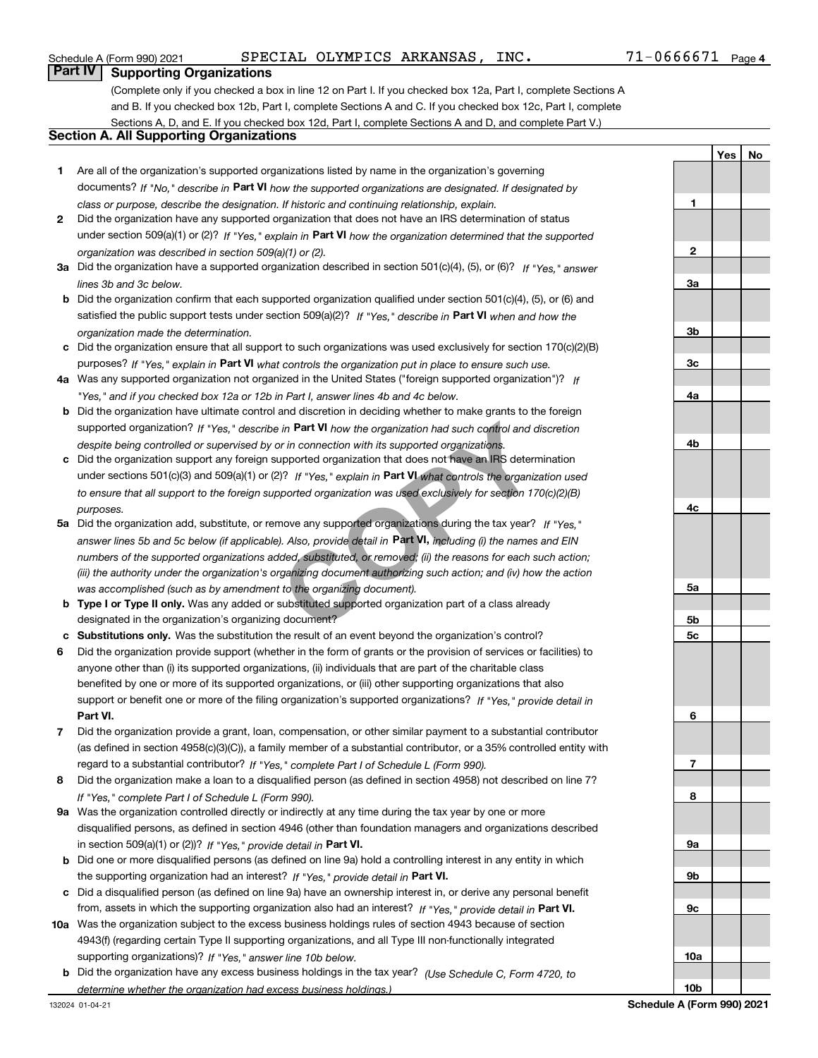Schedule A (Form 990) 2021 SPECIAL OLYMPICS ARKANSAS, INC. 71-0666671 Page 4

## Part IV Supporting Organizations

(Complete only if you checked a box in line 12 on Part I. If you checked box 12a, Part I, complete Sections A and B. If you checked box 12b, Part I, complete Sections A and C. If you checked box 12c, Part I, complete Sections A, D, and E. If you checked box 12d, Part I, complete Sections A and D, and complete Part V.)

### Section A. All Supporting Organizations

| | | | Yes | No |
|---|---|---|---|---|
| **1** | Are all of the organization's supported organizations listed by name in the organization's governing documents? *If "No," describe in* **Part VI** *how the supported organizations are designated. If designated by class or purpose, describe the designation. If historic and continuing relationship, explain.* | 1 | | |
| **2** | Did the organization have any supported organization that does not have an IRS determination of status under section 509(a)(1) or (2)? *If "Yes," explain in* **Part VI** *how the organization determined that the supported organization was described in section 509(a)(1) or (2).* | 2 | | |
| **3a** | Did the organization have a supported organization described in section 501(c)(4), (5), or (6)? *If "Yes," answer lines 3b and 3c below.* | 3a | | |
| **b** | Did the organization confirm that each supported organization qualified under section 501(c)(4), (5), or (6) and satisfied the public support tests under section 509(a)(2)? *If "Yes," describe in* **Part VI** *when and how the organization made the determination.* | 3b | | |
| **c** | Did the organization ensure that all support to such organizations was used exclusively for section 170(c)(2)(B) purposes? *If "Yes," explain in* **Part VI** *what controls the organization put in place to ensure such use.* | 3c | | |
| **4a** | Was any supported organization not organized in the United States ("foreign supported organization")? *If "Yes," and if you checked box 12a or 12b in Part I, answer lines 4b and 4c below.* | 4a | | |
| **b** | Did the organization have ultimate control and discretion in deciding whether to make grants to the foreign supported organization? *If "Yes," describe in* **Part VI** *how the organization had such control and discretion despite being controlled or supervised by or in connection with its supported organizations.* | 4b | | |
| **c** | Did the organization support any foreign supported organization that does not have an IRS determination under sections 501(c)(3) and 509(a)(1) or (2)? *If "Yes," explain in* **Part VI** *what controls the organization used to ensure that all support to the foreign supported organization was used exclusively for section 170(c)(2)(B) purposes.* | 4c | | |
| **5a** | Did the organization add, substitute, or remove any supported organizations during the tax year? *If "Yes," answer lines 5b and 5c below (if applicable). Also, provide detail in* **Part VI,** *including (i) the names and EIN numbers of the supported organizations added, substituted, or removed; (ii) the reasons for each such action; (iii) the authority under the organization's organizing document authorizing such action; and (iv) how the action was accomplished (such as by amendment to the organizing document).* | 5a | | |
| **b** | **Type I or Type II only.** Was any added or substituted supported organization part of a class already designated in the organization's organizing document? | 5b | | |
| **c** | **Substitutions only.** Was the substitution the result of an event beyond the organization's control? | 5c | | |
| **6** | Did the organization provide support (whether in the form of grants or the provision of services or facilities) to anyone other than (i) its supported organizations, (ii) individuals that are part of the charitable class benefited by one or more of its supported organizations, or (iii) other supporting organizations that also support or benefit one or more of the filing organization's supported organizations? *If "Yes," provide detail in* **Part VI.** | 6 | | |
| **7** | Did the organization provide a grant, loan, compensation, or other similar payment to a substantial contributor (as defined in section 4958(c)(3)(C)), a family member of a substantial contributor, or a 35% controlled entity with regard to a substantial contributor? *If "Yes," complete Part I of Schedule L (Form 990).* | 7 | | |
| **8** | Did the organization make a loan to a disqualified person (as defined in section 4958) not described on line 7? *If "Yes," complete Part I of Schedule L (Form 990).* | 8 | | |
| **9a** | Was the organization controlled directly or indirectly at any time during the tax year by one or more disqualified persons, as defined in section 4946 (other than foundation managers and organizations described in section 509(a)(1) or (2))? *If "Yes," provide detail in* **Part VI.** | 9a | | |
| **b** | Did one or more disqualified persons (as defined on line 9a) hold a controlling interest in any entity in which the supporting organization had an interest? *If "Yes," provide detail in* **Part VI.** | 9b | | |
| **c** | Did a disqualified person (as defined on line 9a) have an ownership interest in, or derive any personal benefit from, assets in which the supporting organization also had an interest? *If "Yes," provide detail in* **Part VI.** | 9c | | |
| **10a** | Was the organization subject to the excess business holdings rules of section 4943 because of section 4943(f) (regarding certain Type II supporting organizations, and all Type III non-functionally integrated supporting organizations)? *If "Yes," answer line 10b below.* | 10a | | |
| **b** | Did the organization have any excess business holdings in the tax year? *(Use Schedule C, Form 4720, to determine whether the organization had excess business holdings.)* | 10b | | |

132024 01-04-21 **Schedule A (Form 990) 2021**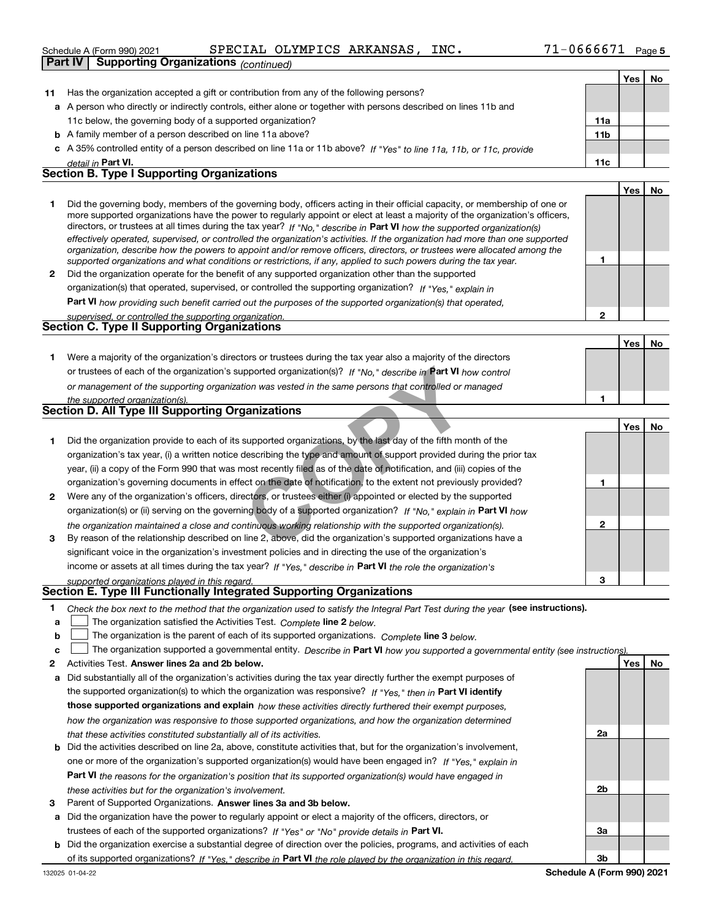Schedule A (Form 990) 2021 SPECIAL OLYMPICS ARKANSAS, INC. 71-0666671 Page 5

**Part IV | Supporting Organizations** *(continued)*

| | | | Yes | No |
|---|---|---|---|---|
| **11** | Has the organization accepted a gift or contribution from any of the following persons? | | | |
| **a** | A person who directly or indirectly controls, either alone or together with persons described on lines 11b and 11c below, the governing body of a supported organization? | 11a | | |
| **b** | A family member of a person described on line 11a above? | 11b | | |
| **c** | A 35% controlled entity of a person described on line 11a or 11b above? *If "Yes" to line 11a, 11b, or 11c, provide detail in* **Part VI.** | 11c | | |

## Section B. Type I Supporting Organizations

| | | | Yes | No |
|---|---|---|---|---|
| **1** | Did the governing body, members of the governing body, officers acting in their official capacity, or membership of one or more supported organizations have the power to regularly appoint or elect at least a majority of the organization's officers, directors, or trustees at all times during the tax year? *If "No," describe in* **Part VI** *how the supported organization(s) effectively operated, supervised, or controlled the organization's activities. If the organization had more than one supported organization, describe how the powers to appoint and/or remove officers, directors, or trustees were allocated among the supported organizations and what conditions or restrictions, if any, applied to such powers during the tax year.* | 1 | | |
| **2** | Did the organization operate for the benefit of any supported organization other than the supported organization(s) that operated, supervised, or controlled the supporting organization? *If "Yes," explain in* **Part VI** *how providing such benefit carried out the purposes of the supported organization(s) that operated, supervised, or controlled the supporting organization.* | 2 | | |

## Section C. Type II Supporting Organizations

| | | | Yes | No |
|---|---|---|---|---|
| **1** | Were a majority of the organization's directors or trustees during the tax year also a majority of the directors or trustees of each of the organization's supported organization(s)? *If "No," describe in* **Part VI** *how control or management of the supporting organization was vested in the same persons that controlled or managed the supported organization(s).* | 1 | | |

## Section D. All Type III Supporting Organizations

| | | | Yes | No |
|---|---|---|---|---|
| **1** | Did the organization provide to each of its supported organizations, by the last day of the fifth month of the organization's tax year, (i) a written notice describing the type and amount of support provided during the prior tax year, (ii) a copy of the Form 990 that was most recently filed as of the date of notification, and (iii) copies of the organization's governing documents in effect on the date of notification, to the extent not previously provided? | 1 | | |
| **2** | Were any of the organization's officers, directors, or trustees either (i) appointed or elected by the supported organization(s) or (ii) serving on the governing body of a supported organization? *If "No," explain in* **Part VI** *how the organization maintained a close and continuous working relationship with the supported organization(s).* | 2 | | |
| **3** | By reason of the relationship described on line 2, above, did the organization's supported organizations have a significant voice in the organization's investment policies and in directing the use of the organization's income or assets at all times during the tax year? *If "Yes," describe in* **Part VI** *the role the organization's supported organizations played in this regard.* | 3 | | |

## Section E. Type III Functionally Integrated Supporting Organizations

**1** *Check the box next to the method that the organization used to satisfy the Integral Part Test during the year* **(see instructions).**

**a** ☐ The organization satisfied the Activities Test. *Complete* **line 2** *below.*

**b** ☐ The organization is the parent of each of its supported organizations. *Complete* **line 3** *below.*

**c** ☐ The organization supported a governmental entity. *Describe in* **Part VI** *how you supported a governmental entity (see instructions).*

| | | | Yes | No |
|---|---|---|---|---|
| **2** | Activities Test. **Answer lines 2a and 2b below.** | | | |
| **a** | Did substantially all of the organization's activities during the tax year directly further the exempt purposes of the supported organization(s) to which the organization was responsive? *If "Yes," then in* **Part VI identify those supported organizations and explain** *how these activities directly furthered their exempt purposes, how the organization was responsive to those supported organizations, and how the organization determined that these activities constituted substantially all of its activities.* | 2a | | |
| **b** | Did the activities described on line 2a, above, constitute activities that, but for the organization's involvement, one or more of the organization's supported organization(s) would have been engaged in? *If "Yes," explain in* **Part VI** *the reasons for the organization's position that its supported organization(s) would have engaged in these activities but for the organization's involvement.* | 2b | | |
| **3** | Parent of Supported Organizations. **Answer lines 3a and 3b below.** | | | |
| **a** | Did the organization have the power to regularly appoint or elect a majority of the officers, directors, or trustees of each of the supported organizations? *If "Yes" or "No" provide details in* **Part VI.** | 3a | | |
| **b** | Did the organization exercise a substantial degree of direction over the policies, programs, and activities of each of its supported organizations? *If "Yes," describe in* **Part VI** *the role played by the organization in this regard.* | 3b | | |

132025 01-04-22 **Schedule A (Form 990) 2021**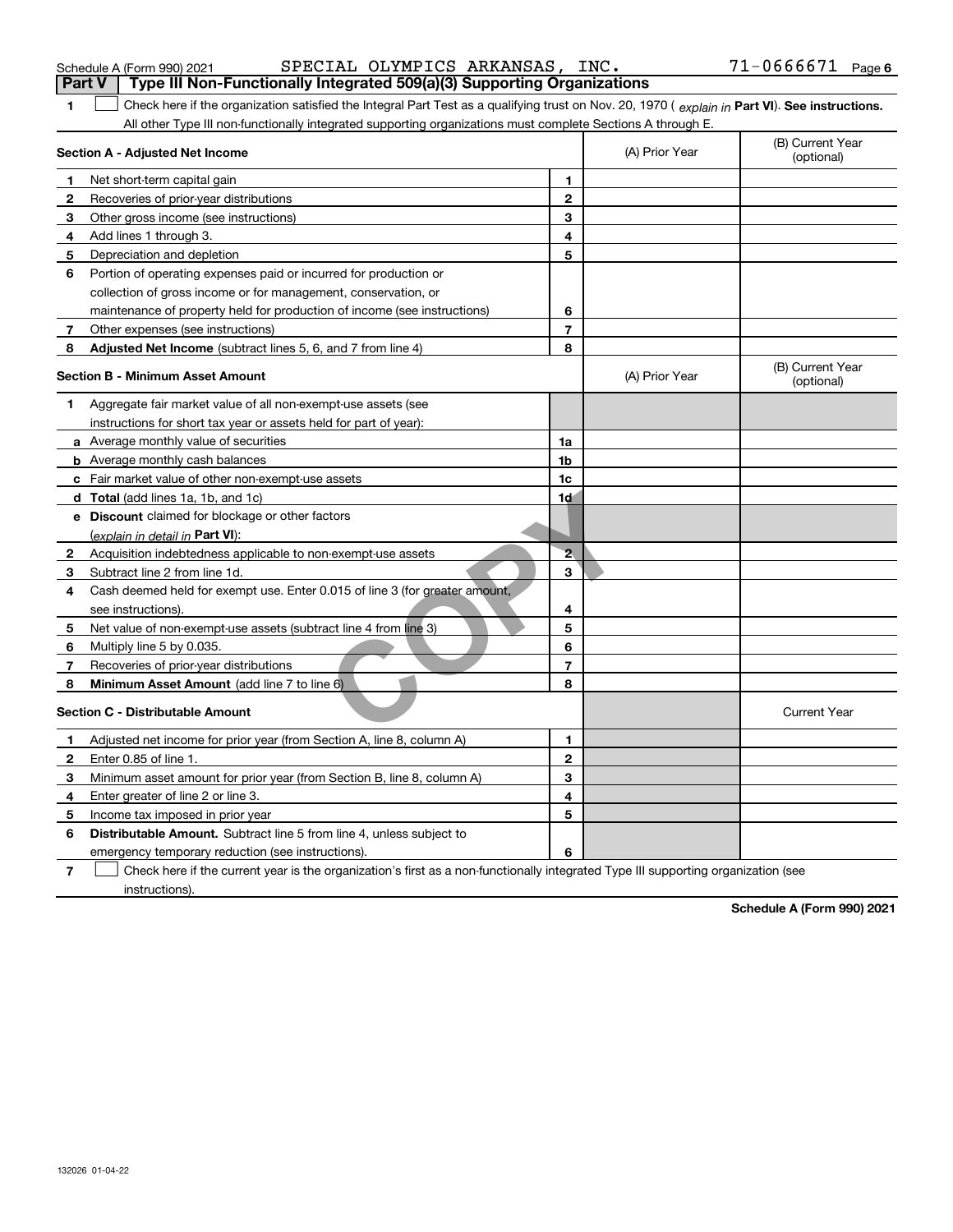Schedule A (Form 990) 2021 SPECIAL OLYMPICS ARKANSAS, INC. 71-0666671 Page 6

**Part V — Type III Non-Functionally Integrated 509(a)(3) Supporting Organizations**

**1** ☐ Check here if the organization satisfied the Integral Part Test as a qualifying trust on Nov. 20, 1970 ( *explain in* **Part VI**). **See instructions.** All other Type III non-functionally integrated supporting organizations must complete Sections A through E.

| **Section A - Adjusted Net Income** | | | (A) Prior Year | (B) Current Year (optional) |
|---|---|---|---|---|
| **1** | Net short-term capital gain | **1** | | |
| **2** | Recoveries of prior-year distributions | **2** | | |
| **3** | Other gross income (see instructions) | **3** | | |
| **4** | Add lines 1 through 3. | **4** | | |
| **5** | Depreciation and depletion | **5** | | |
| **6** | Portion of operating expenses paid or incurred for production or collection of gross income or for management, conservation, or maintenance of property held for production of income (see instructions) | **6** | | |
| **7** | Other expenses (see instructions) | **7** | | |
| **8** | **Adjusted Net Income** (subtract lines 5, 6, and 7 from line 4) | **8** | | |

| **Section B - Minimum Asset Amount** | | | (A) Prior Year | (B) Current Year (optional) |
|---|---|---|---|---|
| **1** | Aggregate fair market value of all non-exempt-use assets (see instructions for short tax year or assets held for part of year): | | | |
| **a** | Average monthly value of securities | **1a** | | |
| **b** | Average monthly cash balances | **1b** | | |
| **c** | Fair market value of other non-exempt-use assets | **1c** | | |
| **d** | **Total** (add lines 1a, 1b, and 1c) | **1d** | | |
| **e** | **Discount** claimed for blockage or other factors (*explain in detail in* **Part VI**): | | | |
| **2** | Acquisition indebtedness applicable to non-exempt-use assets | **2** | | |
| **3** | Subtract line 2 from line 1d. | **3** | | |
| **4** | Cash deemed held for exempt use. Enter 0.015 of line 3 (for greater amount, see instructions). | **4** | | |
| **5** | Net value of non-exempt-use assets (subtract line 4 from line 3) | **5** | | |
| **6** | Multiply line 5 by 0.035. | **6** | | |
| **7** | Recoveries of prior-year distributions | **7** | | |
| **8** | **Minimum Asset Amount** (add line 7 to line 6) | **8** | | |

| **Section C - Distributable Amount** | | | | Current Year |
|---|---|---|---|---|
| **1** | Adjusted net income for prior year (from Section A, line 8, column A) | **1** | | |
| **2** | Enter 0.85 of line 1. | **2** | | |
| **3** | Minimum asset amount for prior year (from Section B, line 8, column A) | **3** | | |
| **4** | Enter greater of line 2 or line 3. | **4** | | |
| **5** | Income tax imposed in prior year | **5** | | |
| **6** | **Distributable Amount.** Subtract line 5 from line 4, unless subject to emergency temporary reduction (see instructions). | **6** | | |

**7** ☐ Check here if the current year is the organization's first as a non-functionally integrated Type III supporting organization (see instructions).

**Schedule A (Form 990) 2021**

132026 01-04-22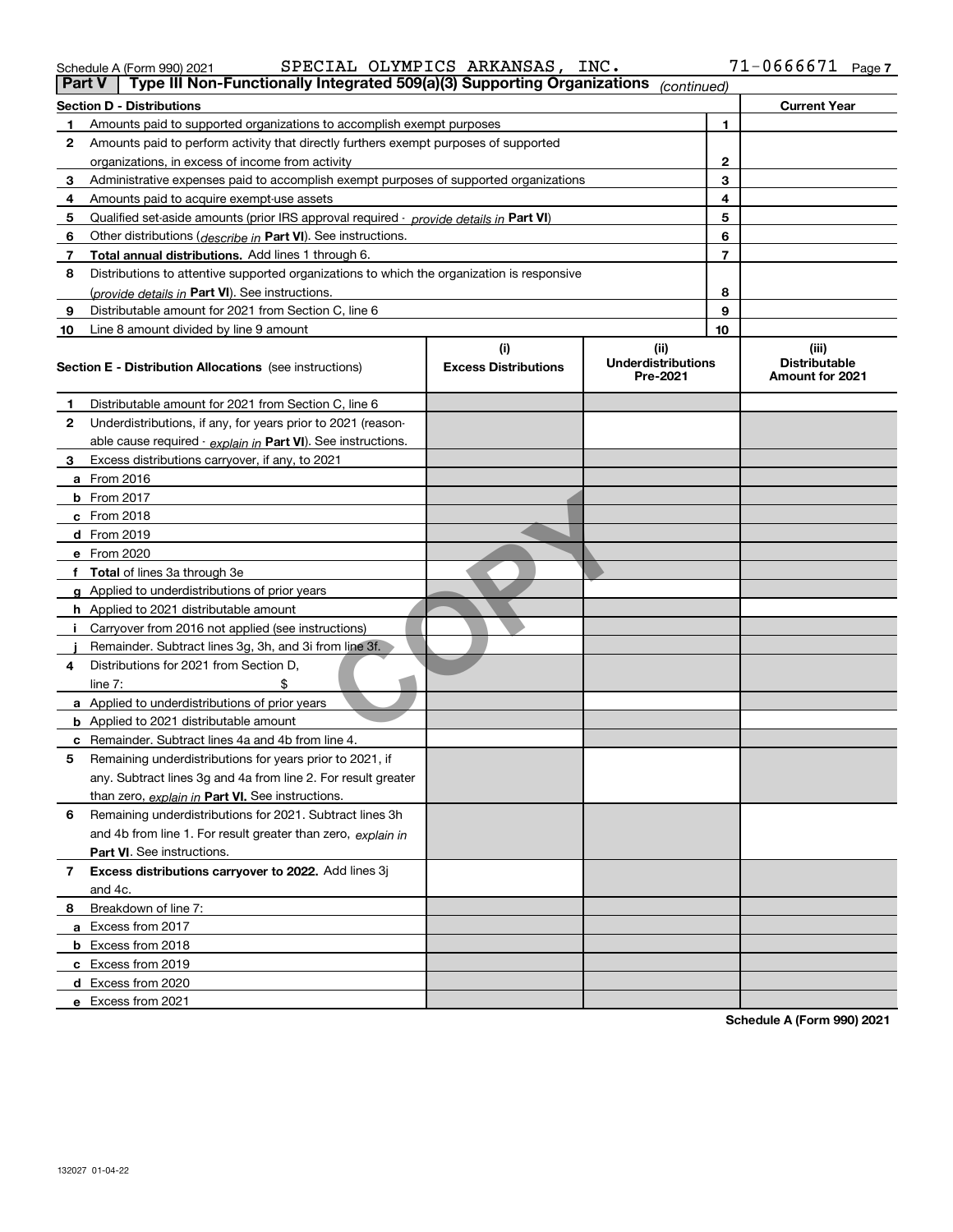Schedule A (Form 990) 2021 SPECIAL OLYMPICS ARKANSAS, INC. 71-0666671

**Part V | Type III Non-Functionally Integrated 509(a)(3) Supporting Organizations** *(continued)*

| Section D - Distributions | | Current Year |
|---|---|---|
| **1** Amounts paid to supported organizations to accomplish exempt purposes | 1 | |
| **2** Amounts paid to perform activity that directly furthers exempt purposes of supported organizations, in excess of income from activity | 2 | |
| **3** Administrative expenses paid to accomplish exempt purposes of supported organizations | 3 | |
| **4** Amounts paid to acquire exempt-use assets | 4 | |
| **5** Qualified set-aside amounts (prior IRS approval required - *provide details in* **Part VI**) | 5 | |
| **6** Other distributions (*describe in* **Part VI**). See instructions. | 6 | |
| **7** **Total annual distributions.** Add lines 1 through 6. | 7 | |
| **8** Distributions to attentive supported organizations to which the organization is responsive (*provide details in* **Part VI**). See instructions. | 8 | |
| **9** Distributable amount for 2021 from Section C, line 6 | 9 | |
| **10** Line 8 amount divided by line 9 amount | 10 | |

| **Section E - Distribution Allocations** (see instructions) | (i) Excess Distributions | (ii) Underdistributions Pre-2021 | (iii) Distributable Amount for 2021 |
|---|---|---|---|
| **1** Distributable amount for 2021 from Section C, line 6 | | | |
| **2** Underdistributions, if any, for years prior to 2021 (reasonable cause required - *explain in* **Part VI**). See instructions. | | | |
| **3** Excess distributions carryover, if any, to 2021 | | | |
| **a** From 2016 | | | |
| **b** From 2017 | | | |
| **c** From 2018 | | | |
| **d** From 2019 | | | |
| **e** From 2020 | | | |
| **f** **Total** of lines 3a through 3e | | | |
| **g** Applied to underdistributions of prior years | | | |
| **h** Applied to 2021 distributable amount | | | |
| **i** Carryover from 2016 not applied (see instructions) | | | |
| **j** Remainder. Subtract lines 3g, 3h, and 3i from line 3f. | | | |
| **4** Distributions for 2021 from Section D, line 7: $ | | | |
| **a** Applied to underdistributions of prior years | | | |
| **b** Applied to 2021 distributable amount | | | |
| **c** Remainder. Subtract lines 4a and 4b from line 4. | | | |
| **5** Remaining underdistributions for years prior to 2021, if any. Subtract lines 3g and 4a from line 2. For result greater than zero, *explain in* **Part VI.** See instructions. | | | |
| **6** Remaining underdistributions for 2021. Subtract lines 3h and 4b from line 1. For result greater than zero, *explain in* **Part VI**. See instructions. | | | |
| **7** **Excess distributions carryover to 2022.** Add lines 3j and 4c. | | | |
| **8** Breakdown of line 7: | | | |
| **a** Excess from 2017 | | | |
| **b** Excess from 2018 | | | |
| **c** Excess from 2019 | | | |
| **d** Excess from 2020 | | | |
| **e** Excess from 2021 | | | |

**Schedule A (Form 990) 2021**

132027 01-04-22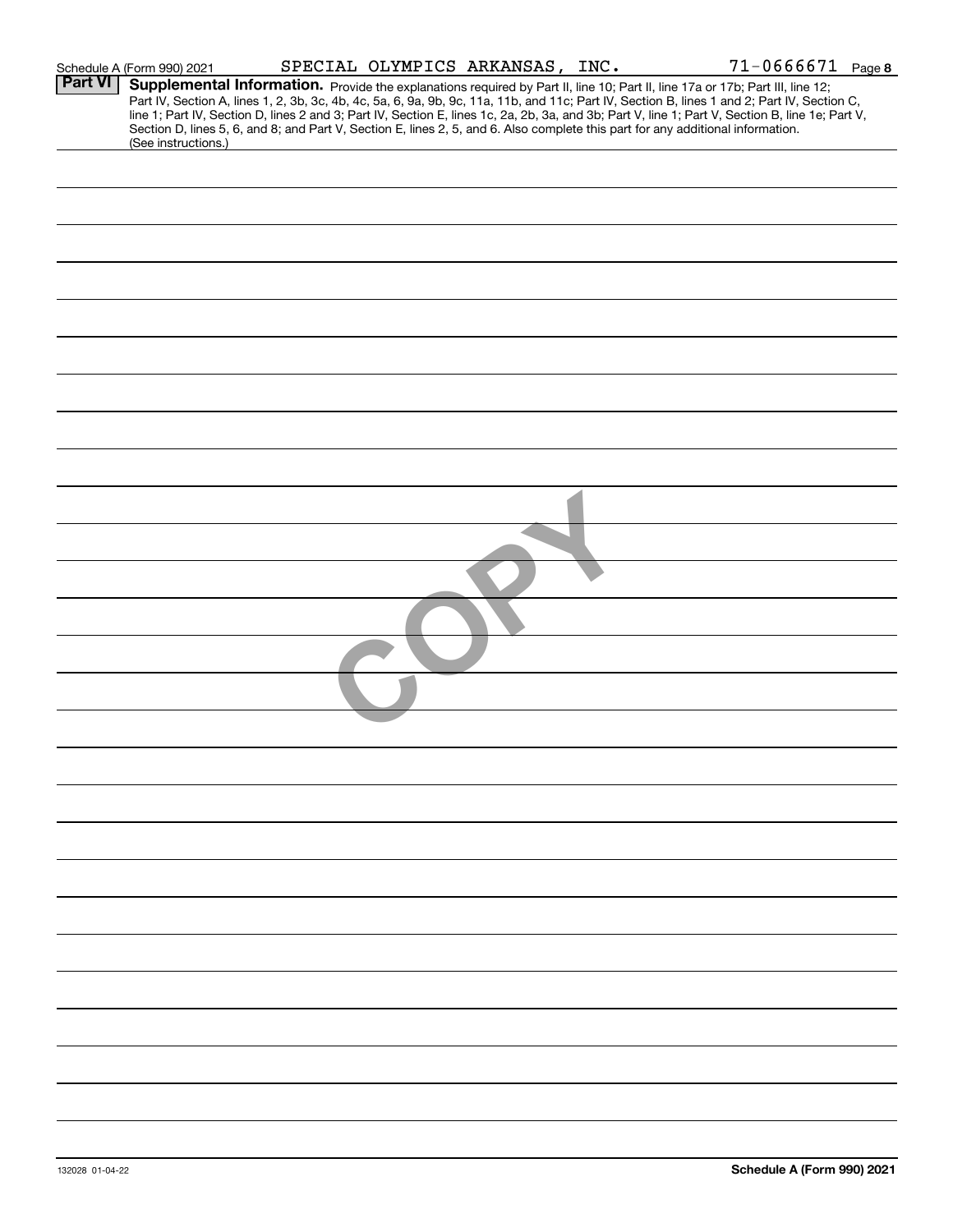## Part VI Supplemental Information.

Provide the explanations required by Part II, line 10; Part II, line 17a or 17b; Part III, line 12; Part IV, Section A, lines 1, 2, 3b, 3c, 4b, 4c, 5a, 6, 9a, 9b, 9c, 11a, 11b, and 11c; Part IV, Section B, lines 1 and 2; Part IV, Section C, line 1; Part IV, Section D, lines 2 and 3; Part IV, Section E, lines 1c, 2a, 2b, 3a, and 3b; Part V, line 1; Part V, Section B, line 1e; Part V, Section D, lines 5, 6, and 8; and Part V, Section E, lines 2, 5, and 6. Also complete this part for any additional information. (See instructions.)

COPY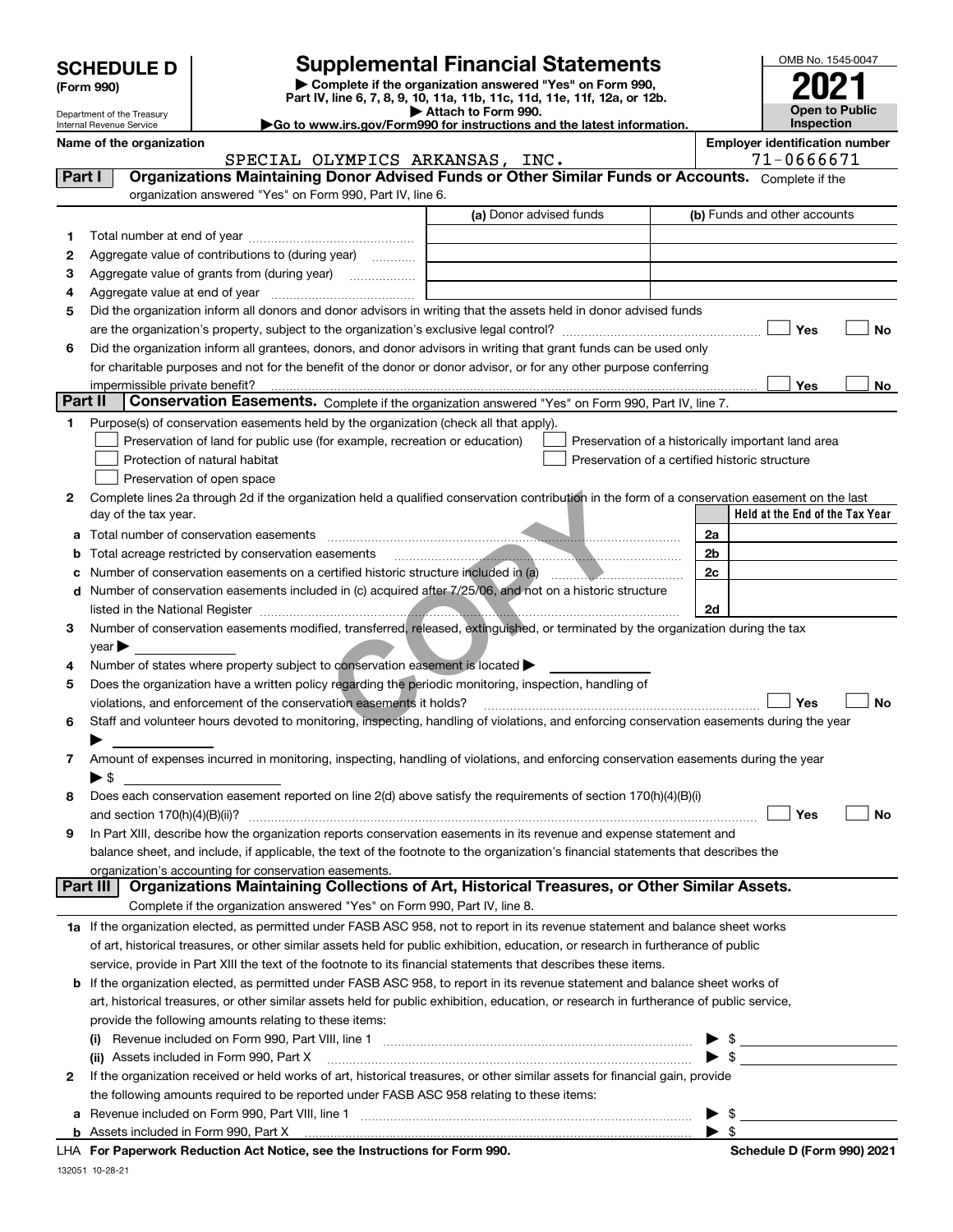# SCHEDULE D (Form 990)

Department of the Treasury
Internal Revenue Service

## Supplemental Financial Statements

▶ Complete if the organization answered "Yes" on Form 990, Part IV, line 6, 7, 8, 9, 10, 11a, 11b, 11c, 11d, 11e, 11f, 12a, or 12b.
▶ Attach to Form 990.
▶Go to www.irs.gov/Form990 for instructions and the latest information.

OMB No. 1545-0047
**2021**
**Open to Public Inspection**

**Name of the organization**
SPECIAL OLYMPICS ARKANSAS, INC.

**Employer identification number**
71-0666671

**Part I** **Organizations Maintaining Donor Advised Funds or Other Similar Funds or Accounts.** Complete if the organization answered "Yes" on Form 990, Part IV, line 6.

| | | (a) Donor advised funds | (b) Funds and other accounts |
|---|---|---|---|
| 1 | Total number at end of year | | |
| 2 | Aggregate value of contributions to (during year) | | |
| 3 | Aggregate value of grants from (during year) | | |
| 4 | Aggregate value at end of year | | |

5 Did the organization inform all donors and donor advisors in writing that the assets held in donor advised funds are the organization's property, subject to the organization's exclusive legal control? ☐ Yes ☐ No

6 Did the organization inform all grantees, donors, and donor advisors in writing that grant funds can be used only for charitable purposes and not for the benefit of the donor or donor advisor, or for any other purpose conferring impermissible private benefit? ☐ Yes ☐ No

**Part II** **Conservation Easements.** Complete if the organization answered "Yes" on Form 990, Part IV, line 7.

1 Purpose(s) of conservation easements held by the organization (check all that apply).
- ☐ Preservation of land for public use (for example, recreation or education)
- ☐ Preservation of a historically important land area
- ☐ Protection of natural habitat
- ☐ Preservation of a certified historic structure
- ☐ Preservation of open space

2 Complete lines 2a through 2d if the organization held a qualified conservation contribution in the form of a conservation easement on the last day of the tax year.

| | | | Held at the End of the Tax Year |
|---|---|---|---|
| a | Total number of conservation easements | 2a | |
| b | Total acreage restricted by conservation easements | 2b | |
| c | Number of conservation easements on a certified historic structure included in (a) | 2c | |
| d | Number of conservation easements included in (c) acquired after 7/25/06, and not on a historic structure listed in the National Register | 2d | |

3 Number of conservation easements modified, transferred, released, extinguished, or terminated by the organization during the tax year ▶

4 Number of states where property subject to conservation easement is located ▶

5 Does the organization have a written policy regarding the periodic monitoring, inspection, handling of violations, and enforcement of the conservation easements it holds? ☐ Yes ☐ No

6 Staff and volunteer hours devoted to monitoring, inspecting, handling of violations, and enforcing conservation easements during the year ▶

7 Amount of expenses incurred in monitoring, inspecting, handling of violations, and enforcing conservation easements during the year ▶ $

8 Does each conservation easement reported on line 2(d) above satisfy the requirements of section 170(h)(4)(B)(i) and section 170(h)(4)(B)(ii)? ☐ Yes ☐ No

9 In Part XIII, describe how the organization reports conservation easements in its revenue and expense statement and balance sheet, and include, if applicable, the text of the footnote to the organization's financial statements that describes the organization's accounting for conservation easements.

**Part III** **Organizations Maintaining Collections of Art, Historical Treasures, or Other Similar Assets.** Complete if the organization answered "Yes" on Form 990, Part IV, line 8.

1a If the organization elected, as permitted under FASB ASC 958, not to report in its revenue statement and balance sheet works of art, historical treasures, or other similar assets held for public exhibition, education, or research in furtherance of public service, provide in Part XIII the text of the footnote to its financial statements that describes these items.

b If the organization elected, as permitted under FASB ASC 958, to report in its revenue statement and balance sheet works of art, historical treasures, or other similar assets held for public exhibition, education, or research in furtherance of public service, provide the following amounts relating to these items:

(i) Revenue included on Form 990, Part VIII, line 1 ▶ $

(ii) Assets included in Form 990, Part X ▶ $

2 If the organization received or held works of art, historical treasures, or other similar assets for financial gain, provide the following amounts required to be reported under FASB ASC 958 relating to these items:

a Revenue included on Form 990, Part VIII, line 1 ▶ $

b Assets included in Form 990, Part X ▶ $

LHA **For Paperwork Reduction Act Notice, see the Instructions for Form 990.** **Schedule D (Form 990) 2021**

132051 10-28-21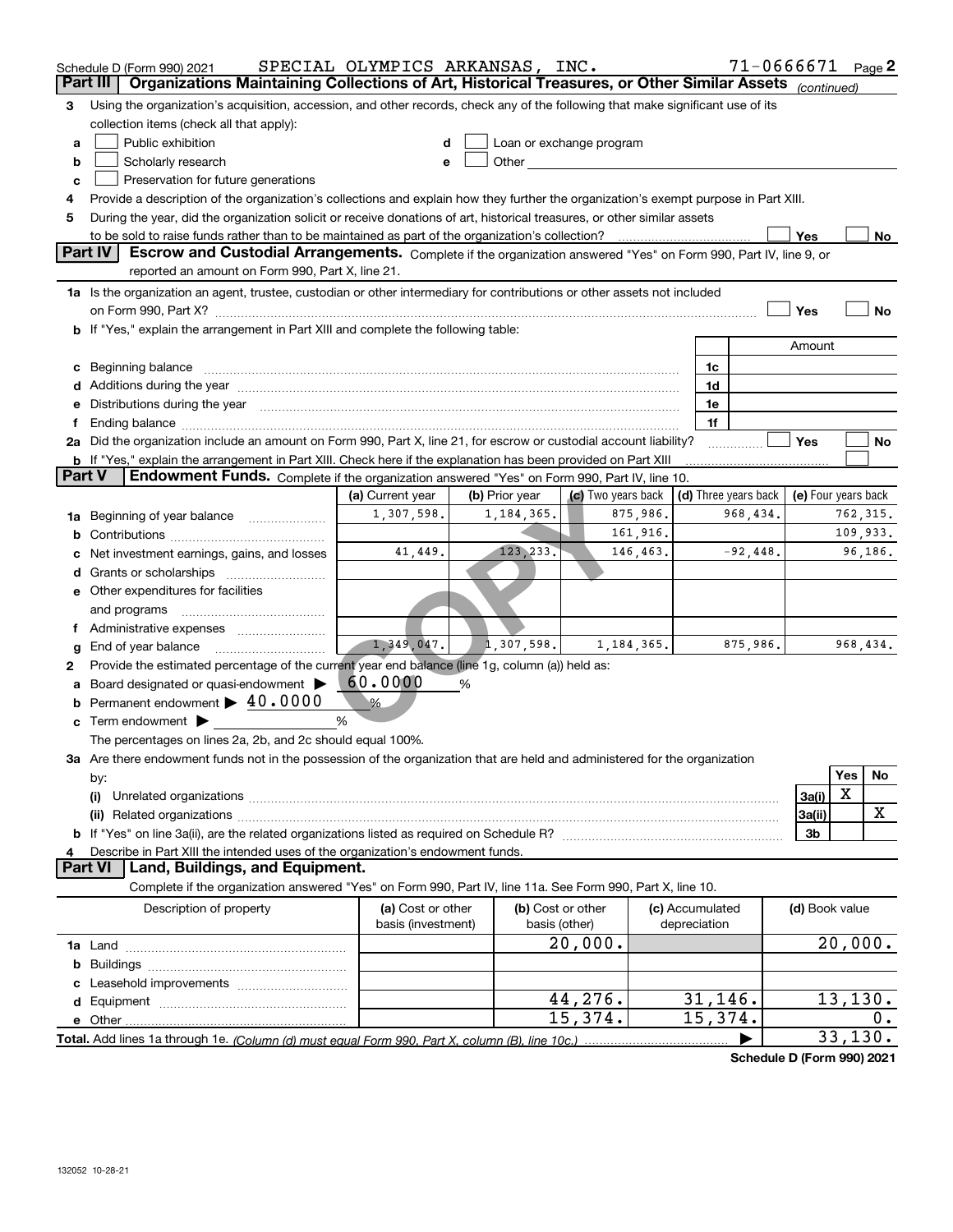Schedule D (Form 990) 2021 SPECIAL OLYMPICS ARKANSAS, INC. 71-0666671 Page 2

## Part III Organizations Maintaining Collections of Art, Historical Treasures, or Other Similar Assets *(continued)*

3 Using the organization's acquisition, accession, and other records, check any of the following that make significant use of its collection items (check all that apply):

- a ☐ Public exhibition
- b ☐ Scholarly research
- c ☐ Preservation for future generations
- d ☐ Loan or exchange program
- e ☐ Other

4 Provide a description of the organization's collections and explain how they further the organization's exempt purpose in Part XIII.

5 During the year, did the organization solicit or receive donations of art, historical treasures, or other similar assets to be sold to raise funds rather than to be maintained as part of the organization's collection? ☐ Yes ☐ No

## Part IV Escrow and Custodial Arrangements.

Complete if the organization answered "Yes" on Form 990, Part IV, line 9, or reported an amount on Form 990, Part X, line 21.

1a Is the organization an agent, trustee, custodian or other intermediary for contributions or other assets not included on Form 990, Part X? ☐ Yes ☐ No

b If "Yes," explain the arrangement in Part XIII and complete the following table:

| | | Amount |
|---|---|---|
| c Beginning balance | 1c | |
| d Additions during the year | 1d | |
| e Distributions during the year | 1e | |
| f Ending balance | 1f | |

2a Did the organization include an amount on Form 990, Part X, line 21, for escrow or custodial account liability? ☐ Yes ☐ No

b If "Yes," explain the arrangement in Part XIII. Check here if the explanation has been provided on Part XIII ☐

## Part V Endowment Funds.

Complete if the organization answered "Yes" on Form 990, Part IV, line 10.

| | (a) Current year | (b) Prior year | (c) Two years back | (d) Three years back | (e) Four years back |
|---|---|---|---|---|---|
| 1a Beginning of year balance | 1,307,598. | 1,184,365. | 875,986. | 968,434. | 762,315. |
| b Contributions | | | 161,916. | | 109,933. |
| c Net investment earnings, gains, and losses | 41,449. | 123,233. | 146,463. | -92,448. | 96,186. |
| d Grants or scholarships | | | | | |
| e Other expenditures for facilities and programs | | | | | |
| f Administrative expenses | | | | | |
| g End of year balance | 1,349,047. | 1,307,598. | 1,184,365. | 875,986. | 968,434. |

2 Provide the estimated percentage of the current year end balance (line 1g, column (a)) held as:

- a Board designated or quasi-endowment ▶ 60.0000 %
- b Permanent endowment ▶ 40.0000 %
- c Term endowment ▶ %

The percentages on lines 2a, 2b, and 2c should equal 100%.

3a Are there endowment funds not in the possession of the organization that are held and administered for the organization by:

| | | Yes | No |
|---|---|---|---|
| (i) Unrelated organizations | 3a(i) | X | |
| (ii) Related organizations | 3a(ii) | | X |
| b If "Yes" on line 3a(ii), are the related organizations listed as required on Schedule R? | 3b | | |

4 Describe in Part XIII the intended uses of the organization's endowment funds.

## Part VI Land, Buildings, and Equipment.

Complete if the organization answered "Yes" on Form 990, Part IV, line 11a. See Form 990, Part X, line 10.

| Description of property | (a) Cost or other basis (investment) | (b) Cost or other basis (other) | (c) Accumulated depreciation | (d) Book value |
|---|---|---|---|---|
| 1a Land | | 20,000. | | 20,000. |
| b Buildings | | | | |
| c Leasehold improvements | | | | |
| d Equipment | | 44,276. | 31,146. | 13,130. |
| e Other | | 15,374. | 15,374. | 0. |
| **Total.** Add lines 1a through 1e. *(Column (d) must equal Form 990, Part X, column (B), line 10c.)* | | | ▶ | 33,130. |

**Schedule D (Form 990) 2021**

132052 10-28-21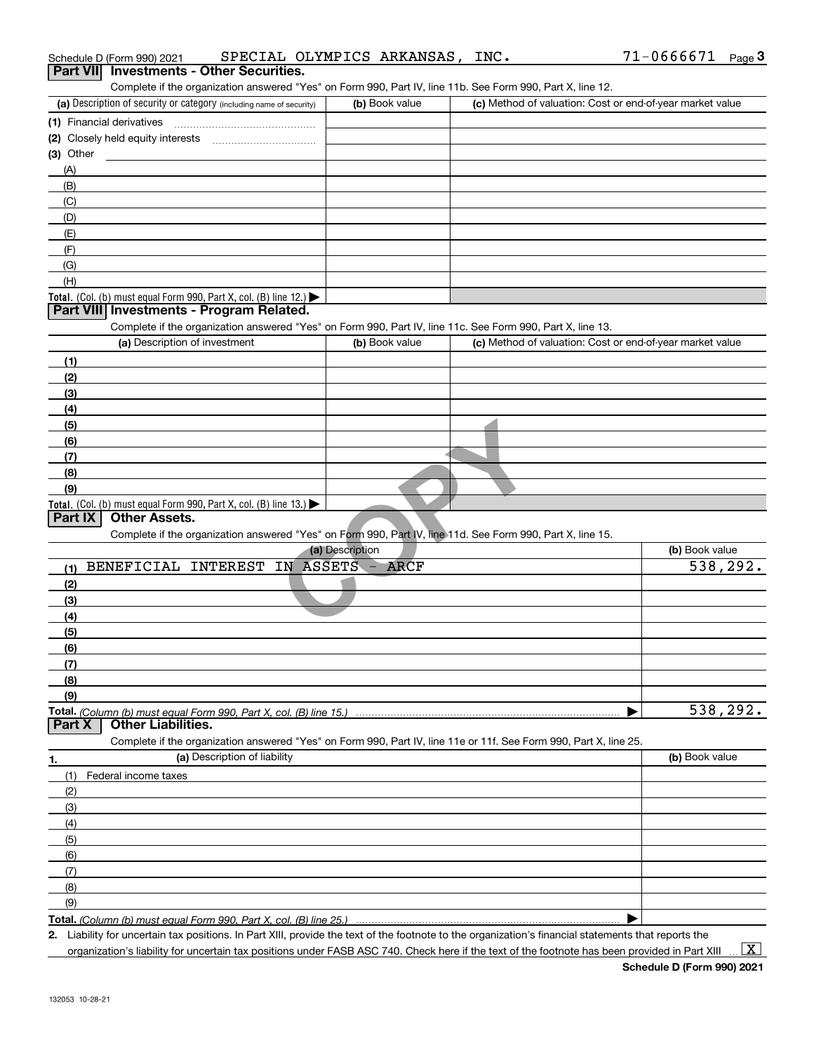Schedule D (Form 990) 2021 SPECIAL OLYMPICS ARKANSAS, INC. 71-0666671 Page 3

## Part VII Investments - Other Securities.

Complete if the organization answered "Yes" on Form 990, Part IV, line 11b. See Form 990, Part X, line 12.

| (a) Description of security or category (including name of security) | (b) Book value | (c) Method of valuation: Cost or end-of-year market value |
|---|---|---|
| (1) Financial derivatives | | |
| (2) Closely held equity interests | | |
| (3) Other | | |
| (A) | | |
| (B) | | |
| (C) | | |
| (D) | | |
| (E) | | |
| (F) | | |
| (G) | | |
| (H) | | |
| **Total.** (Col. (b) must equal Form 990, Part X, col. (B) line 12.) ▶ | | |

## Part VIII Investments - Program Related.

Complete if the organization answered "Yes" on Form 990, Part IV, line 11c. See Form 990, Part X, line 13.

| (a) Description of investment | (b) Book value | (c) Method of valuation: Cost or end-of-year market value |
|---|---|---|
| (1) | | |
| (2) | | |
| (3) | | |
| (4) | | |
| (5) | | |
| (6) | | |
| (7) | | |
| (8) | | |
| (9) | | |
| **Total.** (Col. (b) must equal Form 990, Part X, col. (B) line 13.) ▶ | | |

## Part IX Other Assets.

Complete if the organization answered "Yes" on Form 990, Part IV, line 11d. See Form 990, Part X, line 15.

| (a) Description | (b) Book value |
|---|---|
| (1) BENEFICIAL INTEREST IN ASSETS - ARCF | 538,292. |
| (2) | |
| (3) | |
| (4) | |
| (5) | |
| (6) | |
| (7) | |
| (8) | |
| (9) | |
| **Total.** *(Column (b) must equal Form 990, Part X, col. (B) line 15.)* ▶ | 538,292. |

## Part X Other Liabilities.

Complete if the organization answered "Yes" on Form 990, Part IV, line 11e or 11f. See Form 990, Part X, line 25.

| 1. (a) Description of liability | (b) Book value |
|---|---|
| (1) Federal income taxes | |
| (2) | |
| (3) | |
| (4) | |
| (5) | |
| (6) | |
| (7) | |
| (8) | |
| (9) | |
| **Total.** *(Column (b) must equal Form 990, Part X, col. (B) line 25.)* ▶ | |

**2.** Liability for uncertain tax positions. In Part XIII, provide the text of the footnote to the organization's financial statements that reports the organization's liability for uncertain tax positions under FASB ASC 740. Check here if the text of the footnote has been provided in Part XIII ... [X]

**Schedule D (Form 990) 2021**

132053 10-28-21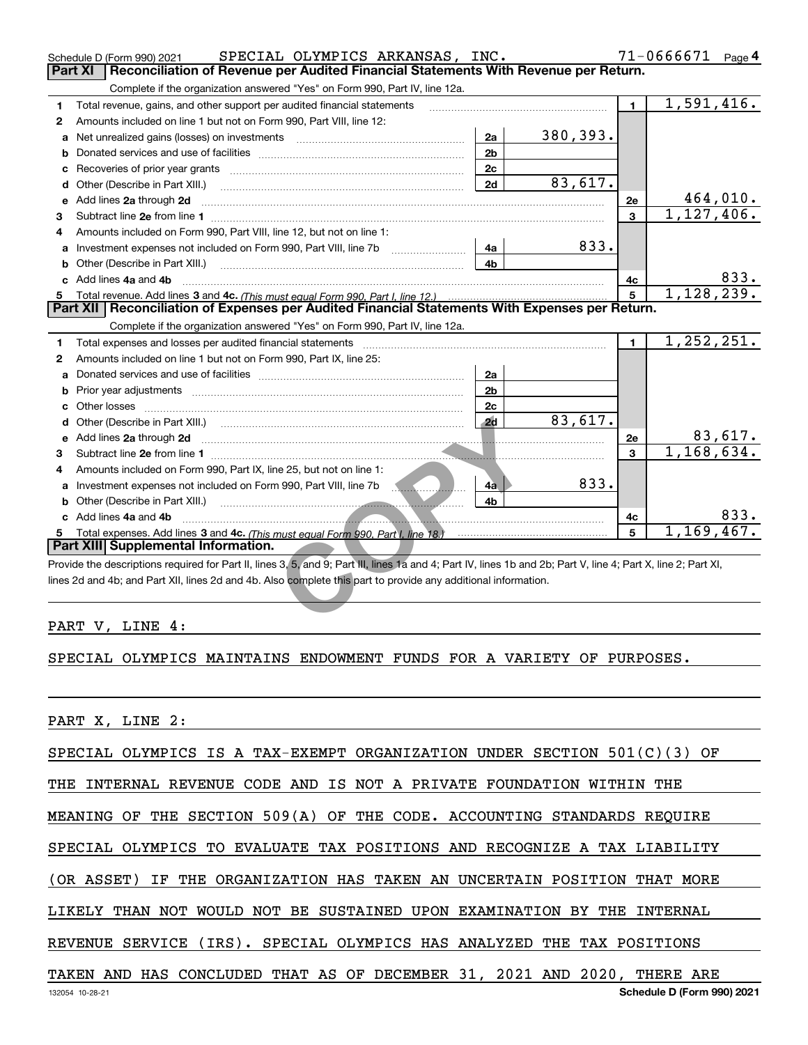Schedule D (Form 990) 2021 SPECIAL OLYMPICS ARKANSAS, INC. 71-0666671 Page 4

## Part XI | Reconciliation of Revenue per Audited Financial Statements With Revenue per Return.

Complete if the organization answered "Yes" on Form 990, Part IV, line 12a.

| | | | | | |
|---|---|---|---|---|---|
| 1 | Total revenue, gains, and other support per audited financial statements | | | 1 | 1,591,416. |
| 2 | Amounts included on line 1 but not on Form 990, Part VIII, line 12: | | | | |
| a | Net unrealized gains (losses) on investments | 2a | 380,393. | | |
| b | Donated services and use of facilities | 2b | | | |
| c | Recoveries of prior year grants | 2c | | | |
| d | Other (Describe in Part XIII.) | 2d | 83,617. | | |
| e | Add lines 2a through 2d | | | 2e | 464,010. |
| 3 | Subtract line 2e from line 1 | | | 3 | 1,127,406. |
| 4 | Amounts included on Form 990, Part VIII, line 12, but not on line 1: | | | | |
| a | Investment expenses not included on Form 990, Part VIII, line 7b | 4a | 833. | | |
| b | Other (Describe in Part XIII.) | 4b | | | |
| c | Add lines 4a and 4b | | | 4c | 833. |
| 5 | Total revenue. Add lines 3 and 4c. *(This must equal Form 990, Part I, line 12.)* | | | 5 | 1,128,239. |

## Part XII | Reconciliation of Expenses per Audited Financial Statements With Expenses per Return.

Complete if the organization answered "Yes" on Form 990, Part IV, line 12a.

| | | | | | |
|---|---|---|---|---|---|
| 1 | Total expenses and losses per audited financial statements | | | 1 | 1,252,251. |
| 2 | Amounts included on line 1 but not on Form 990, Part IX, line 25: | | | | |
| a | Donated services and use of facilities | 2a | | | |
| b | Prior year adjustments | 2b | | | |
| c | Other losses | 2c | | | |
| d | Other (Describe in Part XIII.) | 2d | 83,617. | | |
| e | Add lines 2a through 2d | | | 2e | 83,617. |
| 3 | Subtract line 2e from line 1 | | | 3 | 1,168,634. |
| 4 | Amounts included on Form 990, Part IX, line 25, but not on line 1: | | | | |
| a | Investment expenses not included on Form 990, Part VIII, line 7b | 4a | 833. | | |
| b | Other (Describe in Part XIII.) | 4b | | | |
| c | Add lines 4a and 4b | | | 4c | 833. |
| 5 | Total expenses. Add lines 3 and 4c. *(This must equal Form 990, Part I, line 18.)* | | | 5 | 1,169,467. |

## Part XIII | Supplemental Information.

Provide the descriptions required for Part II, lines 3, 5, and 9; Part III, lines 1a and 4; Part IV, lines 1b and 2b; Part V, line 4; Part X, line 2; Part XI, lines 2d and 4b; and Part XII, lines 2d and 4b. Also complete this part to provide any additional information.

PART V, LINE 4:

SPECIAL OLYMPICS MAINTAINS ENDOWMENT FUNDS FOR A VARIETY OF PURPOSES.

PART X, LINE 2:

SPECIAL OLYMPICS IS A TAX-EXEMPT ORGANIZATION UNDER SECTION 501(C)(3) OF THE INTERNAL REVENUE CODE AND IS NOT A PRIVATE FOUNDATION WITHIN THE MEANING OF THE SECTION 509(A) OF THE CODE. ACCOUNTING STANDARDS REQUIRE SPECIAL OLYMPICS TO EVALUATE TAX POSITIONS AND RECOGNIZE A TAX LIABILITY (OR ASSET) IF THE ORGANIZATION HAS TAKEN AN UNCERTAIN POSITION THAT MORE LIKELY THAN NOT WOULD NOT BE SUSTAINED UPON EXAMINATION BY THE INTERNAL REVENUE SERVICE (IRS). SPECIAL OLYMPICS HAS ANALYZED THE TAX POSITIONS TAKEN AND HAS CONCLUDED THAT AS OF DECEMBER 31, 2021 AND 2020, THERE ARE

132054 10-28-21 Schedule D (Form 990) 2021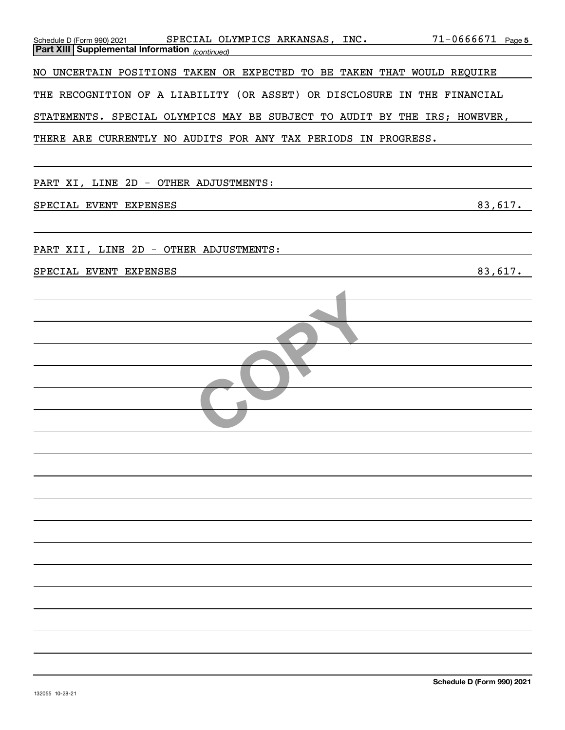Schedule D (Form 990) 2021 SPECIAL OLYMPICS ARKANSAS, INC. 71-0666671 Page 5

**Part XIII Supplemental Information** *(continued)*

NO UNCERTAIN POSITIONS TAKEN OR EXPECTED TO BE TAKEN THAT WOULD REQUIRE THE RECOGNITION OF A LIABILITY (OR ASSET) OR DISCLOSURE IN THE FINANCIAL STATEMENTS. SPECIAL OLYMPICS MAY BE SUBJECT TO AUDIT BY THE IRS; HOWEVER, THERE ARE CURRENTLY NO AUDITS FOR ANY TAX PERIODS IN PROGRESS.

PART XI, LINE 2D - OTHER ADJUSTMENTS:

| | |
|---|---|
| SPECIAL EVENT EXPENSES | 83,617. |

PART XII, LINE 2D - OTHER ADJUSTMENTS:

| | |
|---|---|
| SPECIAL EVENT EXPENSES | 83,617. |

COPY

Schedule D (Form 990) 2021

132055 10-28-21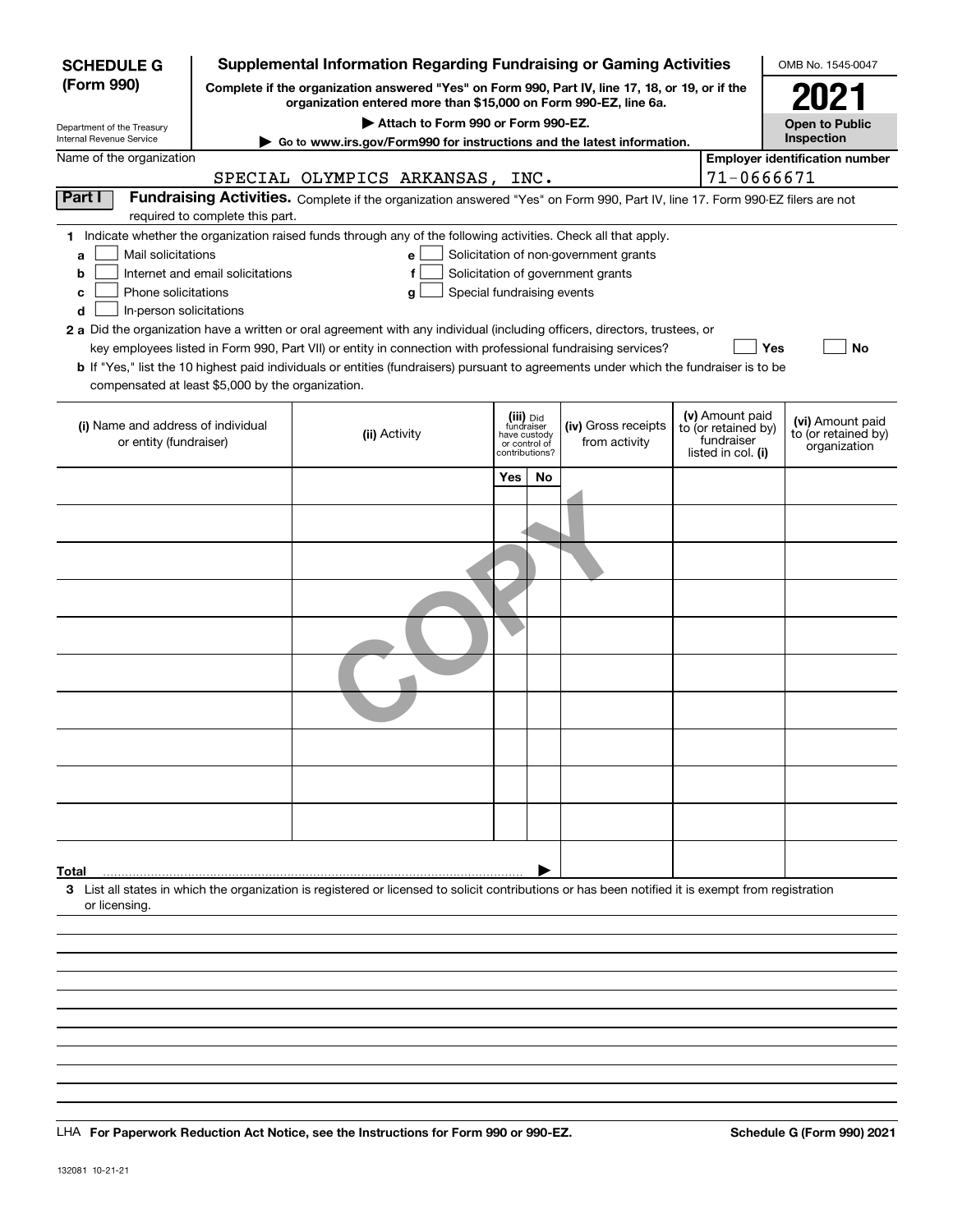**SCHEDULE G (Form 990)**

Department of the Treasury
Internal Revenue Service

# Supplemental Information Regarding Fundraising or Gaming Activities

**Complete if the organization answered "Yes" on Form 990, Part IV, line 17, 18, or 19, or if the organization entered more than $15,000 on Form 990-EZ, line 6a.**

**▶ Attach to Form 990 or Form 990-EZ.**

**▶ Go to www.irs.gov/Form990 for instructions and the latest information.**

OMB No. 1545-0047

**2021**

**Open to Public Inspection**

Name of the organization: SPECIAL OLYMPICS ARKANSAS, INC.

**Employer identification number** 71-0666671

**Part I** **Fundraising Activities.** Complete if the organization answered "Yes" on Form 990, Part IV, line 17. Form 990-EZ filers are not required to complete this part.

**1** Indicate whether the organization raised funds through any of the following activities. Check all that apply.

- **a** ☐ Mail solicitations
- **b** ☐ Internet and email solicitations
- **c** ☐ Phone solicitations
- **d** ☐ In-person solicitations
- **e** ☐ Solicitation of non-government grants
- **f** ☐ Solicitation of government grants
- **g** ☐ Special fundraising events

**2 a** Did the organization have a written or oral agreement with any individual (including officers, directors, trustees, or key employees listed in Form 990, Part VII) or entity in connection with professional fundraising services? ☐ **Yes** ☐ **No**

**b** If "Yes," list the 10 highest paid individuals or entities (fundraisers) pursuant to agreements under which the fundraiser is to be compensated at least $5,000 by the organization.

| (i) Name and address of individual or entity (fundraiser) | (ii) Activity | (iii) Did fundraiser have custody or control of contributions? | | (iv) Gross receipts from activity | (v) Amount paid to (or retained by) fundraiser listed in col. (i) | (vi) Amount paid to (or retained by) organization |
|---|---|---|---|---|---|---|
| | | Yes | No | | | |
| | | | | | | |
| | | | | | | |
| | | | | | | |
| | | | | | | |
| | | | | | | |
| | | | | | | |
| | | | | | | |
| | | | | | | |
| | | | | | | |
| | | | | | | |
| **Total** | | | ▶ | | | |

**3** List all states in which the organization is registered or licensed to solicit contributions or has been notified it is exempt from registration or licensing.

LHA **For Paperwork Reduction Act Notice, see the Instructions for Form 990 or 990-EZ.** **Schedule G (Form 990) 2021**

132081 10-21-21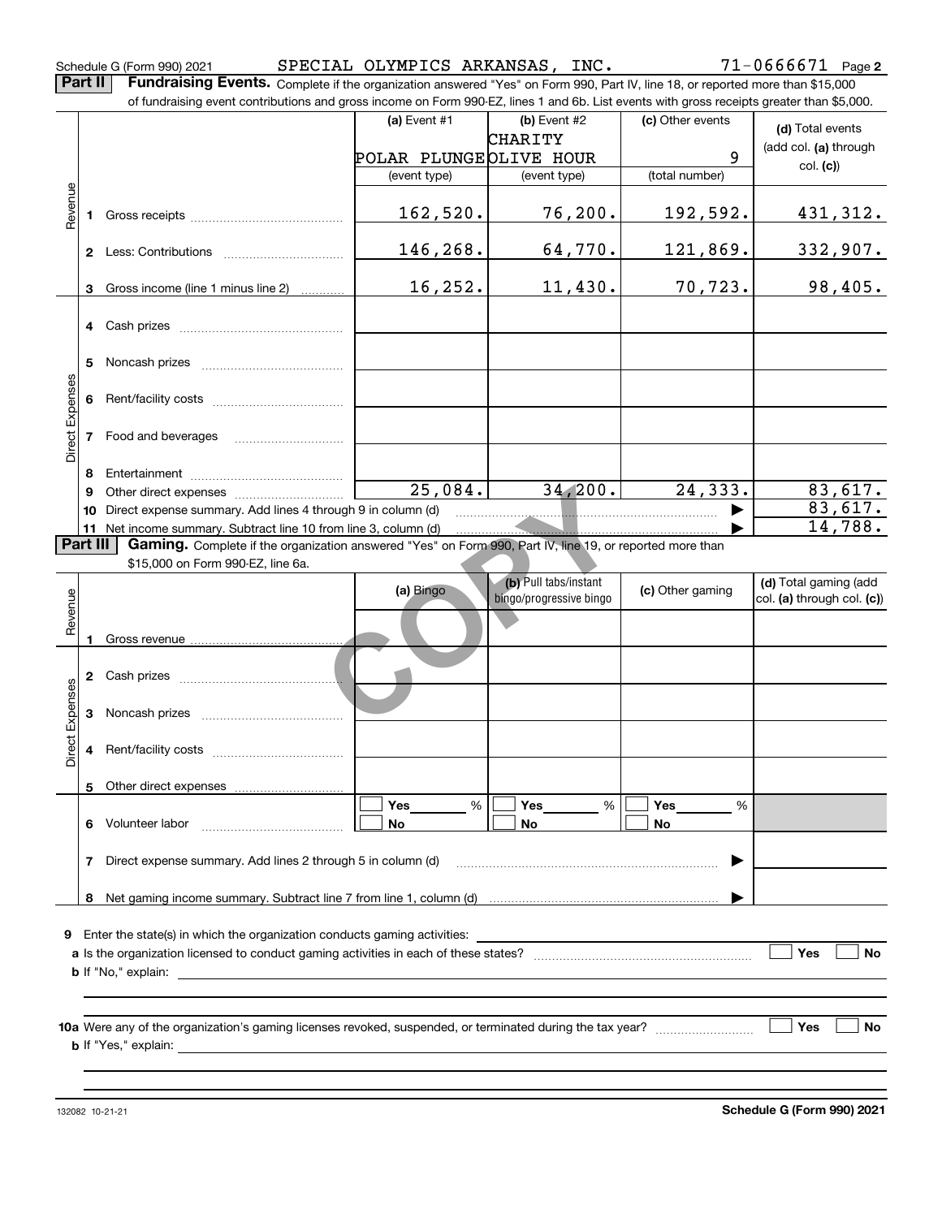Schedule G (Form 990) 2021 SPECIAL OLYMPICS ARKANSAS, INC. 71-0666671 Page **2**

**Part II** **Fundraising Events.** Complete if the organization answered "Yes" on Form 990, Part IV, line 18, or reported more than $15,000 of fundraising event contributions and gross income on Form 990-EZ, lines 1 and 6b. List events with gross receipts greater than $5,000.

| | | (a) Event #1 | (b) Event #2 | (c) Other events | (d) Total events (add col. (a) through col. (c)) |
|---|---|---|---|---|---|
| | | POLAR PLUNGE | CHARITY OLIVE HOUR | 9 | |
| | | (event type) | (event type) | (total number) | |
| Revenue | 1 Gross receipts | 162,520. | 76,200. | 192,592. | 431,312. |
| | 2 Less: Contributions | 146,268. | 64,770. | 121,869. | 332,907. |
| | 3 Gross income (line 1 minus line 2) | 16,252. | 11,430. | 70,723. | 98,405. |
| Direct Expenses | 4 Cash prizes | | | | |
| | 5 Noncash prizes | | | | |
| | 6 Rent/facility costs | | | | |
| | 7 Food and beverages | | | | |
| | 8 Entertainment | | | | |
| | 9 Other direct expenses | 25,084. | 34,200. | 24,333. | 83,617. |
| | 10 Direct expense summary. Add lines 4 through 9 in column (d) | | | | 83,617. |
| | 11 Net income summary. Subtract line 10 from line 3, column (d) | | | | 14,788. |

**Part III** **Gaming.** Complete if the organization answered "Yes" on Form 990, Part IV, line 19, or reported more than $15,000 on Form 990-EZ, line 6a.

| | | (a) Bingo | (b) Pull tabs/instant bingo/progressive bingo | (c) Other gaming | (d) Total gaming (add col. (a) through col. (c)) |
|---|---|---|---|---|---|
| Revenue | 1 Gross revenue | | | | |
| Direct Expenses | 2 Cash prizes | | | | |
| | 3 Noncash prizes | | | | |
| | 4 Rent/facility costs | | | | |
| | 5 Other direct expenses | | | | |
| | 6 Volunteer labor | ☐ Yes ____ % ☐ No | ☐ Yes ____ % ☐ No | ☐ Yes ____ % ☐ No | |
| | 7 Direct expense summary. Add lines 2 through 5 in column (d) | | | | |
| | 8 Net gaming income summary. Subtract line 7 from line 1, column (d) | | | | |

**9** Enter the state(s) in which the organization conducts gaming activities: ______

**a** Is the organization licensed to conduct gaming activities in each of these states? ☐ Yes ☐ No

**b** If "No," explain: ______

**10a** Were any of the organization's gaming licenses revoked, suspended, or terminated during the tax year? ☐ Yes ☐ No

**b** If "Yes," explain: ______

132082 10-21-21 **Schedule G (Form 990) 2021**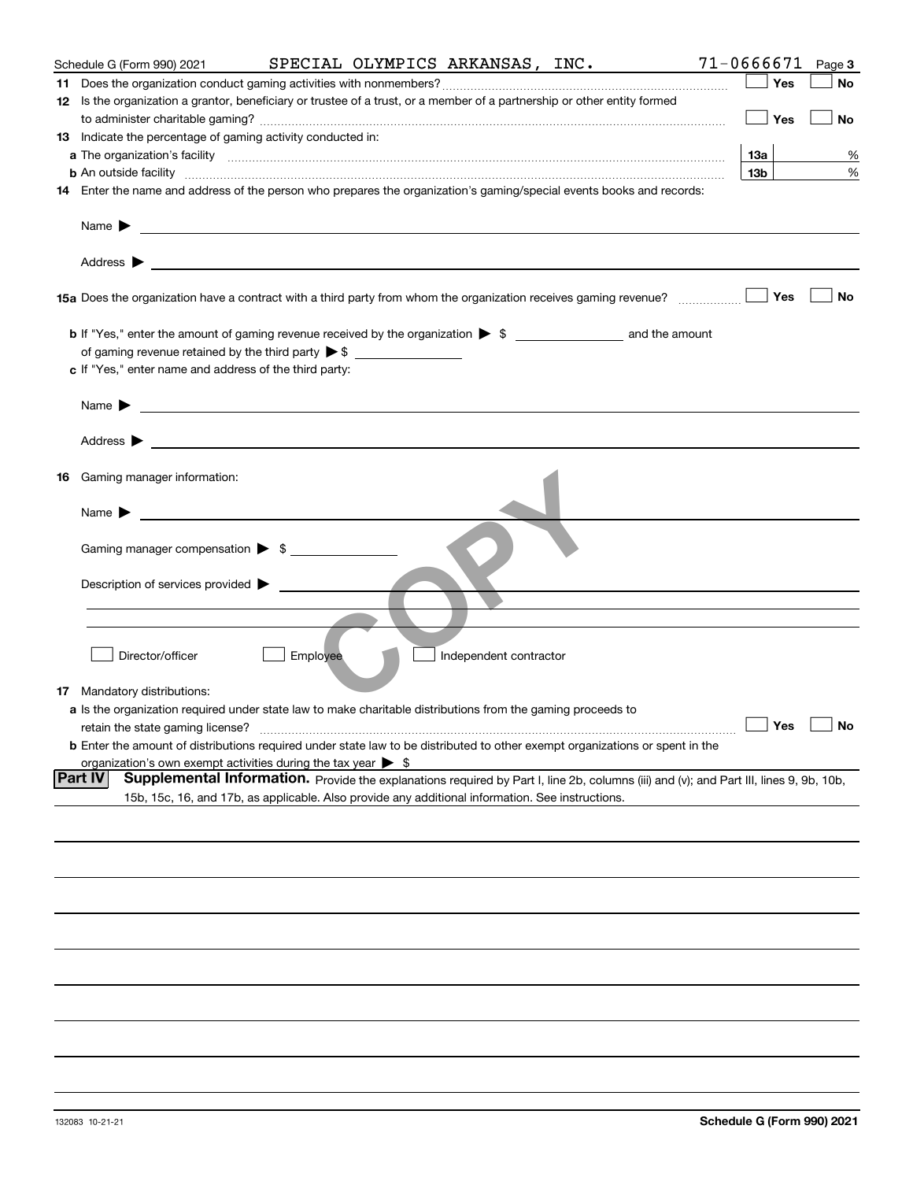Schedule G (Form 990) 2021 SPECIAL OLYMPICS ARKANSAS, INC. 71-0666671 Page 3

**11** Does the organization conduct gaming activities with nonmembers? ☐ Yes ☐ No

**12** Is the organization a grantor, beneficiary or trustee of a trust, or a member of a partnership or other entity formed to administer charitable gaming? ☐ Yes ☐ No

**13** Indicate the percentage of gaming activity conducted in:

**a** The organization's facility **13a** %

**b** An outside facility **13b** %

**14** Enter the name and address of the person who prepares the organization's gaming/special events books and records:

Name ▶

Address ▶

**15a** Does the organization have a contract with a third party from whom the organization receives gaming revenue? ☐ Yes ☐ No

**b** If "Yes," enter the amount of gaming revenue received by the organization ▶ $ and the amount of gaming revenue retained by the third party ▶ $

**c** If "Yes," enter name and address of the third party:

Name ▶

Address ▶

**16** Gaming manager information:

Name ▶

Gaming manager compensation ▶ $

Description of services provided ▶

☐ Director/officer ☐ Employee ☐ Independent contractor

**17** Mandatory distributions:

**a** Is the organization required under state law to make charitable distributions from the gaming proceeds to retain the state gaming license? ☐ Yes ☐ No

**b** Enter the amount of distributions required under state law to be distributed to other exempt organizations or spent in the organization's own exempt activities during the tax year ▶ $

**Part IV** **Supplemental Information.** Provide the explanations required by Part I, line 2b, columns (iii) and (v); and Part III, lines 9, 9b, 10b, 15b, 15c, 16, and 17b, as applicable. Also provide any additional information. See instructions.

COPY

132083 10-21-21 **Schedule G (Form 990) 2021**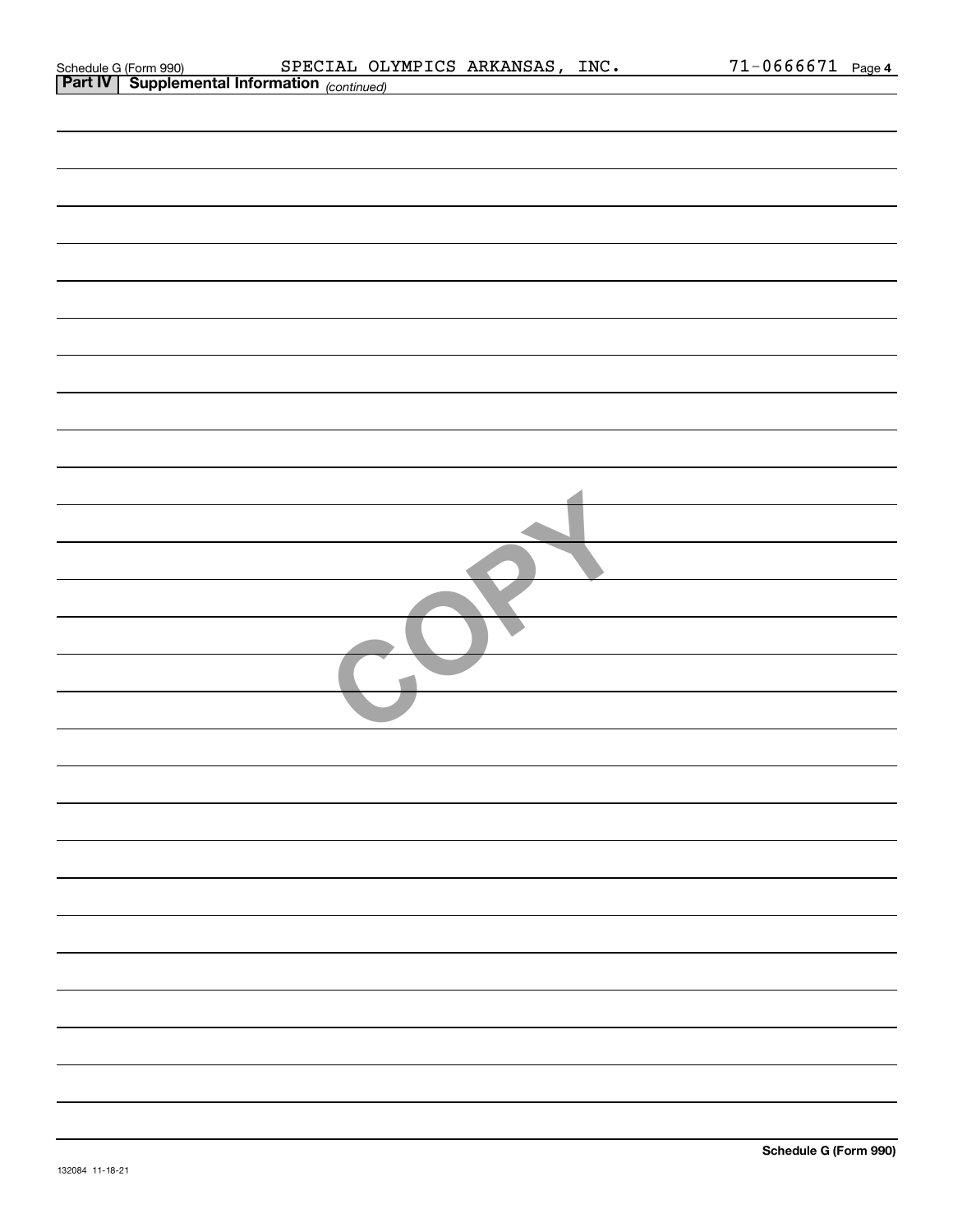Schedule G (Form 990) SPECIAL OLYMPICS ARKANSAS, INC. 71-0666671 Page 4

**Part IV | Supplemental Information** *(continued)*

COPY

**Schedule G (Form 990)**

132084 11-18-21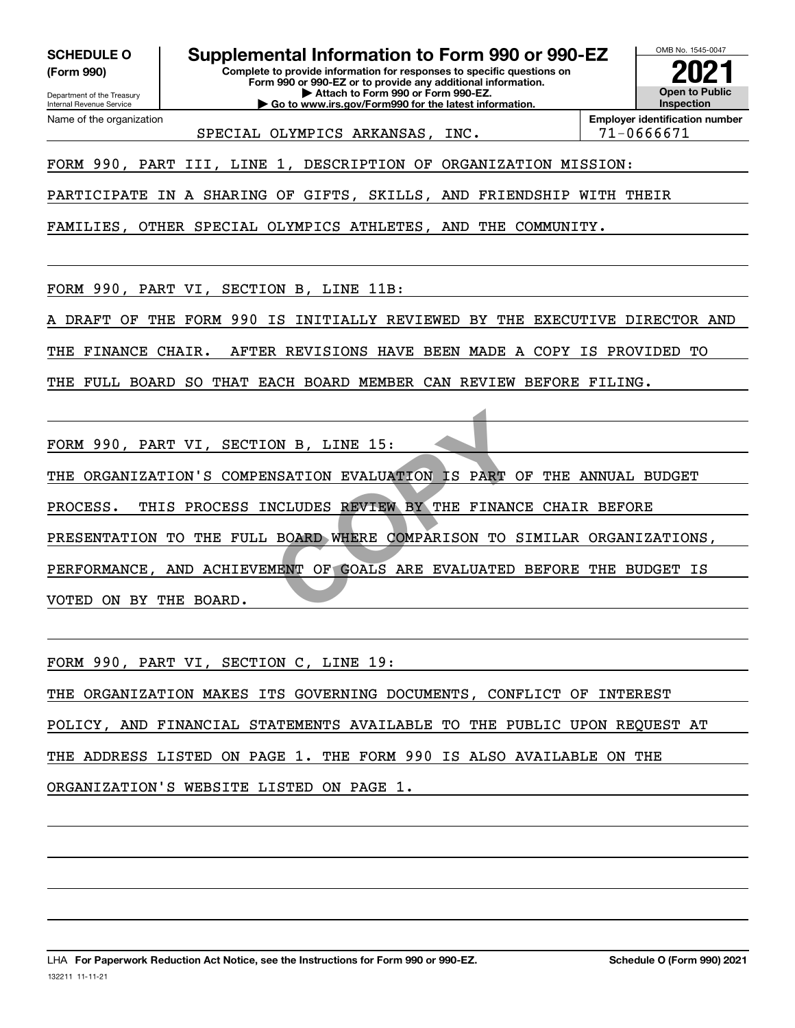**SCHEDULE O**
**(Form 990)**

Department of the Treasury
Internal Revenue Service

# Supplemental Information to Form 990 or 990-EZ

**Complete to provide information for responses to specific questions on Form 990 or 990-EZ or to provide any additional information.**
**▶ Attach to Form 990 or Form 990-EZ.**
**▶ Go to www.irs.gov/Form990 for the latest information.**

OMB No. 1545-0047

**2021**

**Open to Public Inspection**

Name of the organization: SPECIAL OLYMPICS ARKANSAS, INC.

**Employer identification number:** 71-0666671

FORM 990, PART III, LINE 1, DESCRIPTION OF ORGANIZATION MISSION:

PARTICIPATE IN A SHARING OF GIFTS, SKILLS, AND FRIENDSHIP WITH THEIR FAMILIES, OTHER SPECIAL OLYMPICS ATHLETES, AND THE COMMUNITY.

FORM 990, PART VI, SECTION B, LINE 11B:

A DRAFT OF THE FORM 990 IS INITIALLY REVIEWED BY THE EXECUTIVE DIRECTOR AND THE FINANCE CHAIR. AFTER REVISIONS HAVE BEEN MADE A COPY IS PROVIDED TO THE FULL BOARD SO THAT EACH BOARD MEMBER CAN REVIEW BEFORE FILING.

FORM 990, PART VI, SECTION B, LINE 15:

THE ORGANIZATION'S COMPENSATION EVALUATION IS PART OF THE ANNUAL BUDGET PROCESS. THIS PROCESS INCLUDES REVIEW BY THE FINANCE CHAIR BEFORE PRESENTATION TO THE FULL BOARD WHERE COMPARISON TO SIMILAR ORGANIZATIONS, PERFORMANCE, AND ACHIEVEMENT OF GOALS ARE EVALUATED BEFORE THE BUDGET IS VOTED ON BY THE BOARD.

FORM 990, PART VI, SECTION C, LINE 19:

THE ORGANIZATION MAKES ITS GOVERNING DOCUMENTS, CONFLICT OF INTEREST POLICY, AND FINANCIAL STATEMENTS AVAILABLE TO THE PUBLIC UPON REQUEST AT THE ADDRESS LISTED ON PAGE 1. THE FORM 990 IS ALSO AVAILABLE ON THE ORGANIZATION'S WEBSITE LISTED ON PAGE 1.

LHA **For Paperwork Reduction Act Notice, see the Instructions for Form 990 or 990-EZ.** **Schedule O (Form 990) 2021**

132211 11-11-21